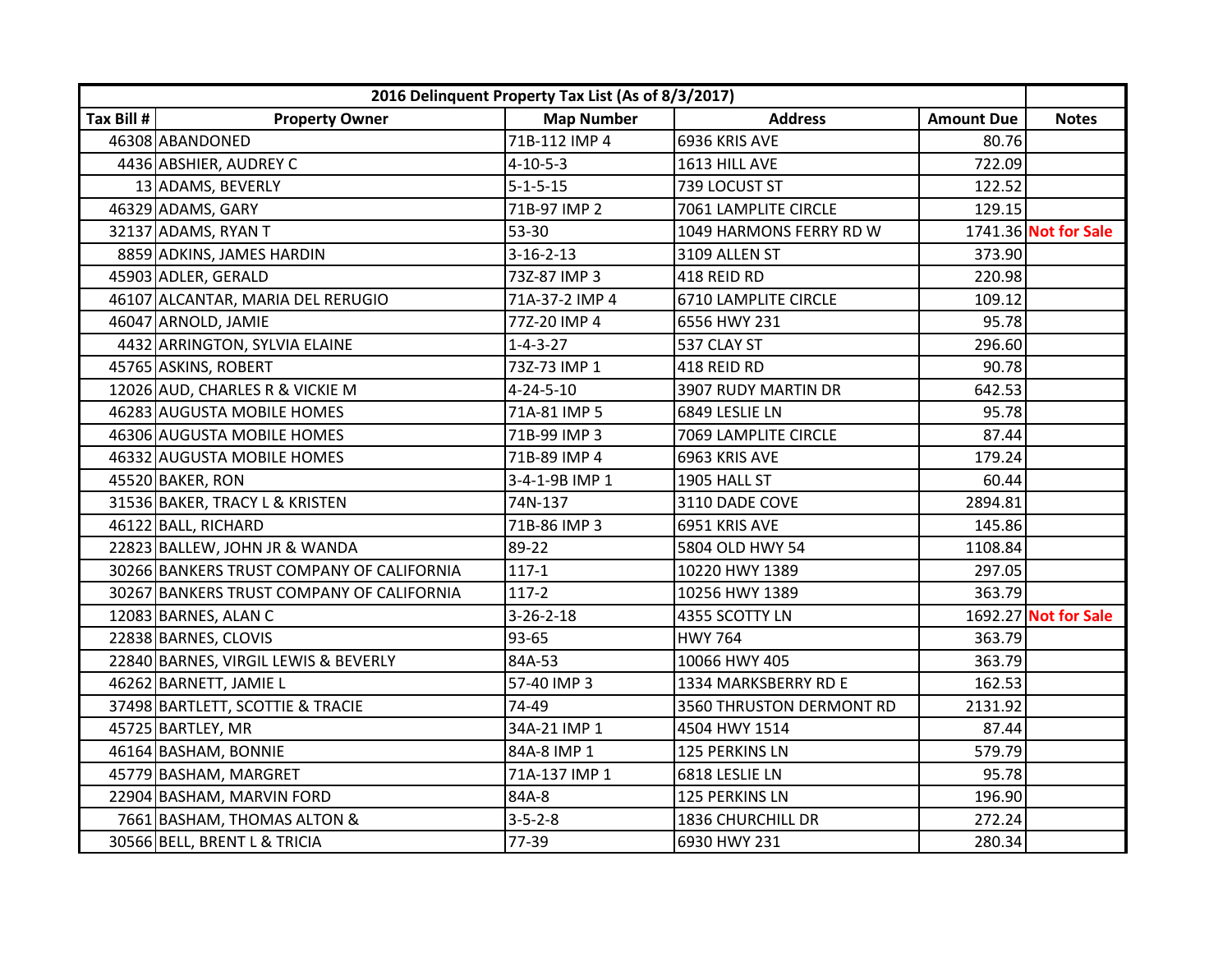| 2016 Delinquent Property Tax List (As of 8/3/2017) | | | | | |
|---|---|---|---|---|---|
| Tax Bill # | Property Owner | Map Number | Address | Amount Due | Notes |
| 46308 | ABANDONED | 71B-112 IMP 4 | 6936 KRIS AVE | 80.76 | |
| 4436 | ABSHIER, AUDREY C | 4-10-5-3 | 1613 HILL AVE | 722.09 | |
| 13 | ADAMS, BEVERLY | 5-1-5-15 | 739 LOCUST ST | 122.52 | |
| 46329 | ADAMS, GARY | 71B-97 IMP 2 | 7061 LAMPLITE CIRCLE | 129.15 | |
| 32137 | ADAMS, RYAN T | 53-30 | 1049 HARMONS FERRY RD W | 1741.36 | **Not for Sale** |
| 8859 | ADKINS, JAMES HARDIN | 3-16-2-13 | 3109 ALLEN ST | 373.90 | |
| 45903 | ADLER, GERALD | 73Z-87 IMP 3 | 418 REID RD | 220.98 | |
| 46107 | ALCANTAR, MARIA DEL RERUGIO | 71A-37-2 IMP 4 | 6710 LAMPLITE CIRCLE | 109.12 | |
| 46047 | ARNOLD, JAMIE | 77Z-20 IMP 4 | 6556 HWY 231 | 95.78 | |
| 4432 | ARRINGTON, SYLVIA ELAINE | 1-4-3-27 | 537 CLAY ST | 296.60 | |
| 45765 | ASKINS, ROBERT | 73Z-73 IMP 1 | 418 REID RD | 90.78 | |
| 12026 | AUD, CHARLES R & VICKIE M | 4-24-5-10 | 3907 RUDY MARTIN DR | 642.53 | |
| 46283 | AUGUSTA MOBILE HOMES | 71A-81 IMP 5 | 6849 LESLIE LN | 95.78 | |
| 46306 | AUGUSTA MOBILE HOMES | 71B-99 IMP 3 | 7069 LAMPLITE CIRCLE | 87.44 | |
| 46332 | AUGUSTA MOBILE HOMES | 71B-89 IMP 4 | 6963 KRIS AVE | 179.24 | |
| 45520 | BAKER, RON | 3-4-1-9B IMP 1 | 1905 HALL ST | 60.44 | |
| 31536 | BAKER, TRACY L & KRISTEN | 74N-137 | 3110 DADE COVE | 2894.81 | |
| 46122 | BALL, RICHARD | 71B-86 IMP 3 | 6951 KRIS AVE | 145.86 | |
| 22823 | BALLEW, JOHN JR & WANDA | 89-22 | 5804 OLD HWY 54 | 1108.84 | |
| 30266 | BANKERS TRUST COMPANY OF CALIFORNIA | 117-1 | 10220 HWY 1389 | 297.05 | |
| 30267 | BANKERS TRUST COMPANY OF CALIFORNIA | 117-2 | 10256 HWY 1389 | 363.79 | |
| 12083 | BARNES, ALAN C | 3-26-2-18 | 4355 SCOTTY LN | 1692.27 | **Not for Sale** |
| 22838 | BARNES, CLOVIS | 93-65 | HWY 764 | 363.79 | |
| 22840 | BARNES, VIRGIL LEWIS & BEVERLY | 84A-53 | 10066 HWY 405 | 363.79 | |
| 46262 | BARNETT, JAMIE L | 57-40 IMP 3 | 1334 MARKSBERRY RD E | 162.53 | |
| 37498 | BARTLETT, SCOTTIE & TRACIE | 74-49 | 3560 THRUSTON DERMONT RD | 2131.92 | |
| 45725 | BARTLEY, MR | 34A-21 IMP 1 | 4504 HWY 1514 | 87.44 | |
| 46164 | BASHAM, BONNIE | 84A-8 IMP 1 | 125 PERKINS LN | 579.79 | |
| 45779 | BASHAM, MARGRET | 71A-137 IMP 1 | 6818 LESLIE LN | 95.78 | |
| 22904 | BASHAM, MARVIN FORD | 84A-8 | 125 PERKINS LN | 196.90 | |
| 7661 | BASHAM, THOMAS ALTON & | 3-5-2-8 | 1836 CHURCHILL DR | 272.24 | |
| 30566 | BELL, BRENT L & TRICIA | 77-39 | 6930 HWY 231 | 280.34 | |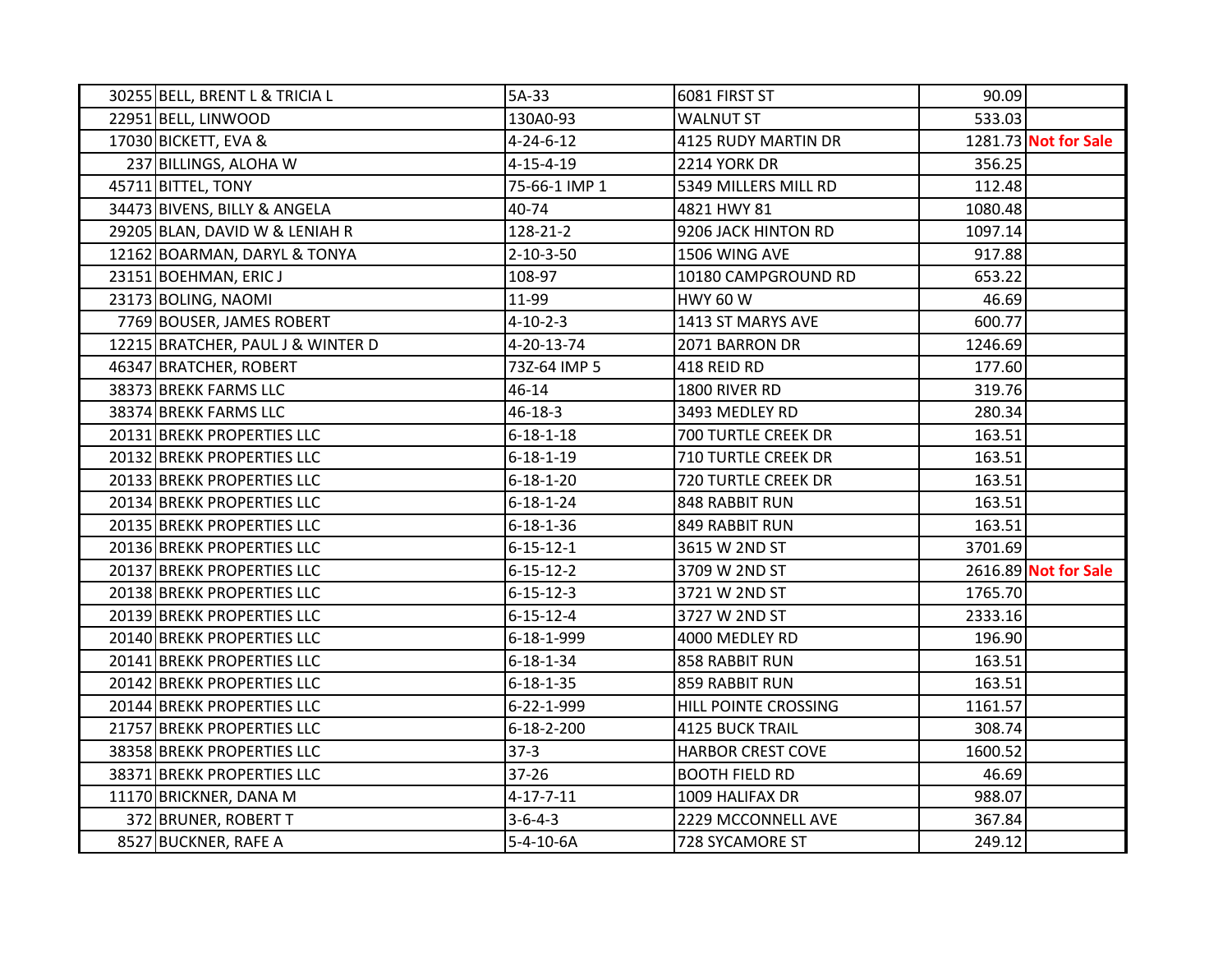| | | | | | |
|---|---|---|---|---|---|
| 30255 | BELL, BRENT L & TRICIA L | 5A-33 | 6081 FIRST ST | 90.09 | |
| 22951 | BELL, LINWOOD | 130A0-93 | WALNUT ST | 533.03 | |
| 17030 | BICKETT, EVA & | 4-24-6-12 | 4125 RUDY MARTIN DR | 1281.73 | **Not for Sale** |
| 237 | BILLINGS, ALOHA W | 4-15-4-19 | 2214 YORK DR | 356.25 | |
| 45711 | BITTEL, TONY | 75-66-1 IMP 1 | 5349 MILLERS MILL RD | 112.48 | |
| 34473 | BIVENS, BILLY & ANGELA | 40-74 | 4821 HWY 81 | 1080.48 | |
| 29205 | BLAN, DAVID W & LENIAH R | 128-21-2 | 9206 JACK HINTON RD | 1097.14 | |
| 12162 | BOARMAN, DARYL & TONYA | 2-10-3-50 | 1506 WING AVE | 917.88 | |
| 23151 | BOEHMAN, ERIC J | 108-97 | 10180 CAMPGROUND RD | 653.22 | |
| 23173 | BOLING, NAOMI | 11-99 | HWY 60 W | 46.69 | |
| 7769 | BOUSER, JAMES ROBERT | 4-10-2-3 | 1413 ST MARYS AVE | 600.77 | |
| 12215 | BRATCHER, PAUL J & WINTER D | 4-20-13-74 | 2071 BARRON DR | 1246.69 | |
| 46347 | BRATCHER, ROBERT | 73Z-64 IMP 5 | 418 REID RD | 177.60 | |
| 38373 | BREKK FARMS LLC | 46-14 | 1800 RIVER RD | 319.76 | |
| 38374 | BREKK FARMS LLC | 46-18-3 | 3493 MEDLEY RD | 280.34 | |
| 20131 | BREKK PROPERTIES LLC | 6-18-1-18 | 700 TURTLE CREEK DR | 163.51 | |
| 20132 | BREKK PROPERTIES LLC | 6-18-1-19 | 710 TURTLE CREEK DR | 163.51 | |
| 20133 | BREKK PROPERTIES LLC | 6-18-1-20 | 720 TURTLE CREEK DR | 163.51 | |
| 20134 | BREKK PROPERTIES LLC | 6-18-1-24 | 848 RABBIT RUN | 163.51 | |
| 20135 | BREKK PROPERTIES LLC | 6-18-1-36 | 849 RABBIT RUN | 163.51 | |
| 20136 | BREKK PROPERTIES LLC | 6-15-12-1 | 3615 W 2ND ST | 3701.69 | |
| 20137 | BREKK PROPERTIES LLC | 6-15-12-2 | 3709 W 2ND ST | 2616.89 | **Not for Sale** |
| 20138 | BREKK PROPERTIES LLC | 6-15-12-3 | 3721 W 2ND ST | 1765.70 | |
| 20139 | BREKK PROPERTIES LLC | 6-15-12-4 | 3727 W 2ND ST | 2333.16 | |
| 20140 | BREKK PROPERTIES LLC | 6-18-1-999 | 4000 MEDLEY RD | 196.90 | |
| 20141 | BREKK PROPERTIES LLC | 6-18-1-34 | 858 RABBIT RUN | 163.51 | |
| 20142 | BREKK PROPERTIES LLC | 6-18-1-35 | 859 RABBIT RUN | 163.51 | |
| 20144 | BREKK PROPERTIES LLC | 6-22-1-999 | HILL POINTE CROSSING | 1161.57 | |
| 21757 | BREKK PROPERTIES LLC | 6-18-2-200 | 4125 BUCK TRAIL | 308.74 | |
| 38358 | BREKK PROPERTIES LLC | 37-3 | HARBOR CREST COVE | 1600.52 | |
| 38371 | BREKK PROPERTIES LLC | 37-26 | BOOTH FIELD RD | 46.69 | |
| 11170 | BRICKNER, DANA M | 4-17-7-11 | 1009 HALIFAX DR | 988.07 | |
| 372 | BRUNER, ROBERT T | 3-6-4-3 | 2229 MCCONNELL AVE | 367.84 | |
| 8527 | BUCKNER, RAFE A | 5-4-10-6A | 728 SYCAMORE ST | 249.12 | |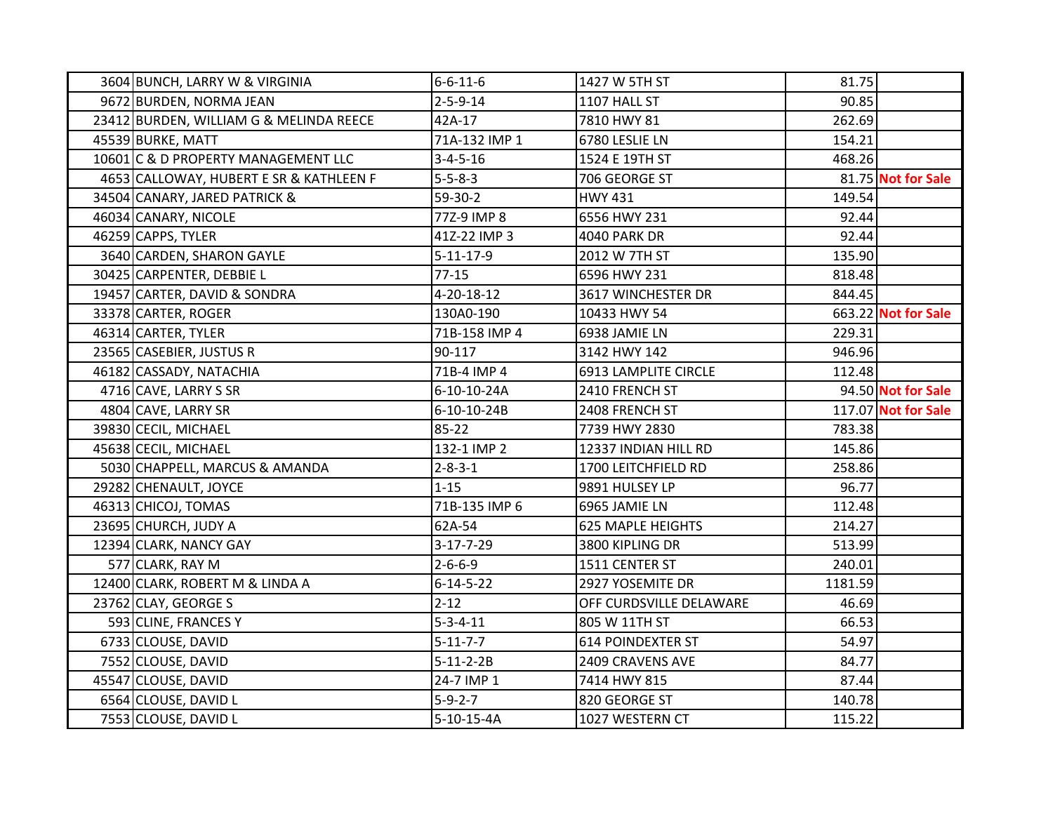| | | | | | |
|---|---|---|---|---|---|
| 3604 | BUNCH, LARRY W & VIRGINIA | 6-6-11-6 | 1427 W 5TH ST | 81.75 | |
| 9672 | BURDEN, NORMA JEAN | 2-5-9-14 | 1107 HALL ST | 90.85 | |
| 23412 | BURDEN, WILLIAM G & MELINDA REECE | 42A-17 | 7810 HWY 81 | 262.69 | |
| 45539 | BURKE, MATT | 71A-132 IMP 1 | 6780 LESLIE LN | 154.21 | |
| 10601 | C & D PROPERTY MANAGEMENT LLC | 3-4-5-16 | 1524 E 19TH ST | 468.26 | |
| 4653 | CALLOWAY, HUBERT E SR & KATHLEEN F | 5-5-8-3 | 706 GEORGE ST | 81.75 | Not for Sale |
| 34504 | CANARY, JARED PATRICK & | 59-30-2 | HWY 431 | 149.54 | |
| 46034 | CANARY, NICOLE | 77Z-9 IMP 8 | 6556 HWY 231 | 92.44 | |
| 46259 | CAPPS, TYLER | 41Z-22 IMP 3 | 4040 PARK DR | 92.44 | |
| 3640 | CARDEN, SHARON GAYLE | 5-11-17-9 | 2012 W 7TH ST | 135.90 | |
| 30425 | CARPENTER, DEBBIE L | 77-15 | 6596 HWY 231 | 818.48 | |
| 19457 | CARTER, DAVID & SONDRA | 4-20-18-12 | 3617 WINCHESTER DR | 844.45 | |
| 33378 | CARTER, ROGER | 130A0-190 | 10433 HWY 54 | 663.22 | Not for Sale |
| 46314 | CARTER, TYLER | 71B-158 IMP 4 | 6938 JAMIE LN | 229.31 | |
| 23565 | CASEBIER, JUSTUS R | 90-117 | 3142 HWY 142 | 946.96 | |
| 46182 | CASSADY, NATACHIA | 71B-4 IMP 4 | 6913 LAMPLITE CIRCLE | 112.48 | |
| 4716 | CAVE, LARRY S SR | 6-10-10-24A | 2410 FRENCH ST | 94.50 | Not for Sale |
| 4804 | CAVE, LARRY SR | 6-10-10-24B | 2408 FRENCH ST | 117.07 | Not for Sale |
| 39830 | CECIL, MICHAEL | 85-22 | 7739 HWY 2830 | 783.38 | |
| 45638 | CECIL, MICHAEL | 132-1 IMP 2 | 12337 INDIAN HILL RD | 145.86 | |
| 5030 | CHAPPELL, MARCUS & AMANDA | 2-8-3-1 | 1700 LEITCHFIELD RD | 258.86 | |
| 29282 | CHENAULT, JOYCE | 1-15 | 9891 HULSEY LP | 96.77 | |
| 46313 | CHICOJ, TOMAS | 71B-135 IMP 6 | 6965 JAMIE LN | 112.48 | |
| 23695 | CHURCH, JUDY A | 62A-54 | 625 MAPLE HEIGHTS | 214.27 | |
| 12394 | CLARK, NANCY GAY | 3-17-7-29 | 3800 KIPLING DR | 513.99 | |
| 577 | CLARK, RAY M | 2-6-6-9 | 1511 CENTER ST | 240.01 | |
| 12400 | CLARK, ROBERT M & LINDA A | 6-14-5-22 | 2927 YOSEMITE DR | 1181.59 | |
| 23762 | CLAY, GEORGE S | 2-12 | OFF CURDSVILLE DELAWARE | 46.69 | |
| 593 | CLINE, FRANCES Y | 5-3-4-11 | 805 W 11TH ST | 66.53 | |
| 6733 | CLOUSE, DAVID | 5-11-7-7 | 614 POINDEXTER ST | 54.97 | |
| 7552 | CLOUSE, DAVID | 5-11-2-2B | 2409 CRAVENS AVE | 84.77 | |
| 45547 | CLOUSE, DAVID | 24-7 IMP 1 | 7414 HWY 815 | 87.44 | |
| 6564 | CLOUSE, DAVID L | 5-9-2-7 | 820 GEORGE ST | 140.78 | |
| 7553 | CLOUSE, DAVID L | 5-10-15-4A | 1027 WESTERN CT | 115.22 | |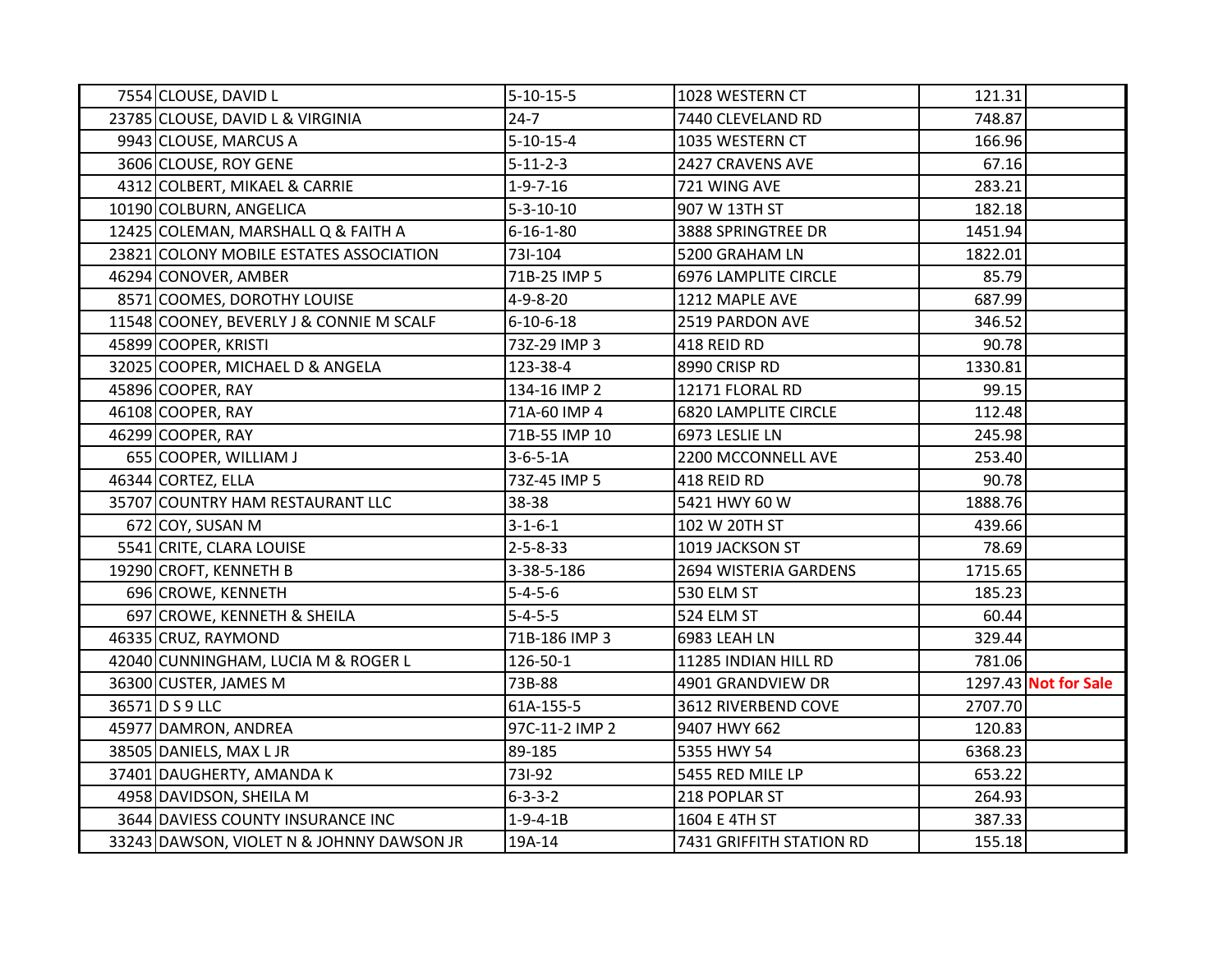| | | | | | |
|---|---|---|---|---|---|
| 7554 | CLOUSE, DAVID L | 5-10-15-5 | 1028 WESTERN CT | 121.31 | |
| 23785 | CLOUSE, DAVID L & VIRGINIA | 24-7 | 7440 CLEVELAND RD | 748.87 | |
| 9943 | CLOUSE, MARCUS A | 5-10-15-4 | 1035 WESTERN CT | 166.96 | |
| 3606 | CLOUSE, ROY GENE | 5-11-2-3 | 2427 CRAVENS AVE | 67.16 | |
| 4312 | COLBERT, MIKAEL & CARRIE | 1-9-7-16 | 721 WING AVE | 283.21 | |
| 10190 | COLBURN, ANGELICA | 5-3-10-10 | 907 W 13TH ST | 182.18 | |
| 12425 | COLEMAN, MARSHALL Q & FAITH A | 6-16-1-80 | 3888 SPRINGTREE DR | 1451.94 | |
| 23821 | COLONY MOBILE ESTATES ASSOCIATION | 73I-104 | 5200 GRAHAM LN | 1822.01 | |
| 46294 | CONOVER, AMBER | 71B-25 IMP 5 | 6976 LAMPLITE CIRCLE | 85.79 | |
| 8571 | COOMES, DOROTHY LOUISE | 4-9-8-20 | 1212 MAPLE AVE | 687.99 | |
| 11548 | COONEY, BEVERLY J & CONNIE M SCALF | 6-10-6-18 | 2519 PARDON AVE | 346.52 | |
| 45899 | COOPER, KRISTI | 73Z-29 IMP 3 | 418 REID RD | 90.78 | |
| 32025 | COOPER, MICHAEL D & ANGELA | 123-38-4 | 8990 CRISP RD | 1330.81 | |
| 45896 | COOPER, RAY | 134-16 IMP 2 | 12171 FLORAL RD | 99.15 | |
| 46108 | COOPER, RAY | 71A-60 IMP 4 | 6820 LAMPLITE CIRCLE | 112.48 | |
| 46299 | COOPER, RAY | 71B-55 IMP 10 | 6973 LESLIE LN | 245.98 | |
| 655 | COOPER, WILLIAM J | 3-6-5-1A | 2200 MCCONNELL AVE | 253.40 | |
| 46344 | CORTEZ, ELLA | 73Z-45 IMP 5 | 418 REID RD | 90.78 | |
| 35707 | COUNTRY HAM RESTAURANT LLC | 38-38 | 5421 HWY 60 W | 1888.76 | |
| 672 | COY, SUSAN M | 3-1-6-1 | 102 W 20TH ST | 439.66 | |
| 5541 | CRITE, CLARA LOUISE | 2-5-8-33 | 1019 JACKSON ST | 78.69 | |
| 19290 | CROFT, KENNETH B | 3-38-5-186 | 2694 WISTERIA GARDENS | 1715.65 | |
| 696 | CROWE, KENNETH | 5-4-5-6 | 530 ELM ST | 185.23 | |
| 697 | CROWE, KENNETH & SHEILA | 5-4-5-5 | 524 ELM ST | 60.44 | |
| 46335 | CRUZ, RAYMOND | 71B-186 IMP 3 | 6983 LEAH LN | 329.44 | |
| 42040 | CUNNINGHAM, LUCIA M & ROGER L | 126-50-1 | 11285 INDIAN HILL RD | 781.06 | |
| 36300 | CUSTER, JAMES M | 73B-88 | 4901 GRANDVIEW DR | 1297.43 | **Not for Sale** |
| 36571 | D S 9 LLC | 61A-155-5 | 3612 RIVERBEND COVE | 2707.70 | |
| 45977 | DAMRON, ANDREA | 97C-11-2 IMP 2 | 9407 HWY 662 | 120.83 | |
| 38505 | DANIELS, MAX L JR | 89-185 | 5355 HWY 54 | 6368.23 | |
| 37401 | DAUGHERTY, AMANDA K | 73I-92 | 5455 RED MILE LP | 653.22 | |
| 4958 | DAVIDSON, SHEILA M | 6-3-3-2 | 218 POPLAR ST | 264.93 | |
| 3644 | DAVIESS COUNTY INSURANCE INC | 1-9-4-1B | 1604 E 4TH ST | 387.33 | |
| 33243 | DAWSON, VIOLET N & JOHNNY DAWSON JR | 19A-14 | 7431 GRIFFITH STATION RD | 155.18 | |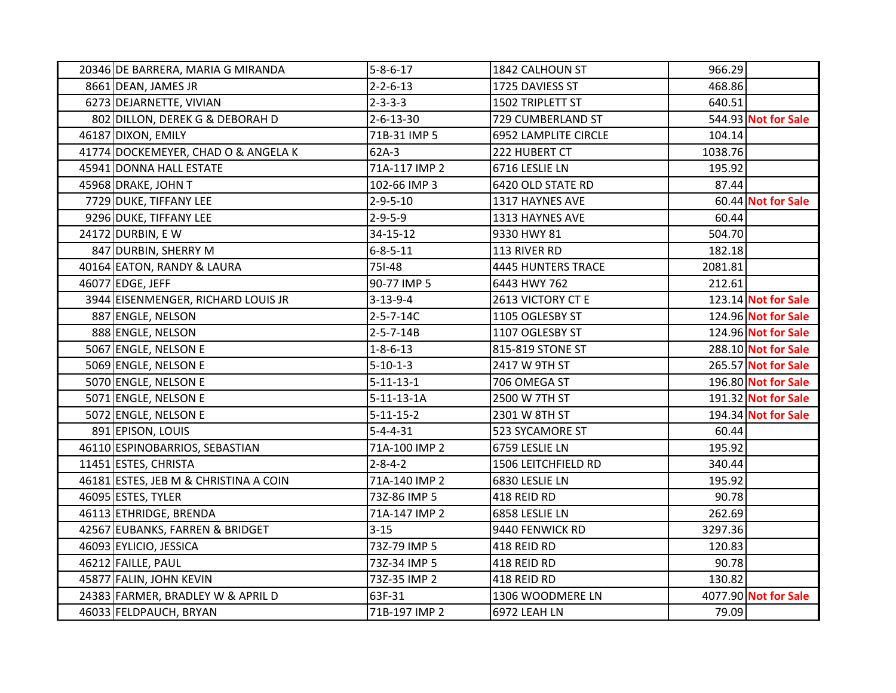| | | | | | |
|---|---|---|---|---|---|
| 20346 | DE BARRERA, MARIA G MIRANDA | 5-8-6-17 | 1842 CALHOUN ST | 966.29 | |
| 8661 | DEAN, JAMES JR | 2-2-6-13 | 1725 DAVIESS ST | 468.86 | |
| 6273 | DEJARNETTE, VIVIAN | 2-3-3-3 | 1502 TRIPLETT ST | 640.51 | |
| 802 | DILLON, DEREK G & DEBORAH D | 2-6-13-30 | 729 CUMBERLAND ST | 544.93 | **Not for Sale** |
| 46187 | DIXON, EMILY | 71B-31 IMP 5 | 6952 LAMPLITE CIRCLE | 104.14 | |
| 41774 | DOCKEMEYER, CHAD O & ANGELA K | 62A-3 | 222 HUBERT CT | 1038.76 | |
| 45941 | DONNA HALL ESTATE | 71A-117 IMP 2 | 6716 LESLIE LN | 195.92 | |
| 45968 | DRAKE, JOHN T | 102-66 IMP 3 | 6420 OLD STATE RD | 87.44 | |
| 7729 | DUKE, TIFFANY LEE | 2-9-5-10 | 1317 HAYNES AVE | 60.44 | **Not for Sale** |
| 9296 | DUKE, TIFFANY LEE | 2-9-5-9 | 1313 HAYNES AVE | 60.44 | |
| 24172 | DURBIN, E W | 34-15-12 | 9330 HWY 81 | 504.70 | |
| 847 | DURBIN, SHERRY M | 6-8-5-11 | 113 RIVER RD | 182.18 | |
| 40164 | EATON, RANDY & LAURA | 75I-48 | 4445 HUNTERS TRACE | 2081.81 | |
| 46077 | EDGE, JEFF | 90-77 IMP 5 | 6443 HWY 762 | 212.61 | |
| 3944 | EISENMENGER, RICHARD LOUIS JR | 3-13-9-4 | 2613 VICTORY CT E | 123.14 | **Not for Sale** |
| 887 | ENGLE, NELSON | 2-5-7-14C | 1105 OGLESBY ST | 124.96 | **Not for Sale** |
| 888 | ENGLE, NELSON | 2-5-7-14B | 1107 OGLESBY ST | 124.96 | **Not for Sale** |
| 5067 | ENGLE, NELSON E | 1-8-6-13 | 815-819 STONE ST | 288.10 | **Not for Sale** |
| 5069 | ENGLE, NELSON E | 5-10-1-3 | 2417 W 9TH ST | 265.57 | **Not for Sale** |
| 5070 | ENGLE, NELSON E | 5-11-13-1 | 706 OMEGA ST | 196.80 | **Not for Sale** |
| 5071 | ENGLE, NELSON E | 5-11-13-1A | 2500 W 7TH ST | 191.32 | **Not for Sale** |
| 5072 | ENGLE, NELSON E | 5-11-15-2 | 2301 W 8TH ST | 194.34 | **Not for Sale** |
| 891 | EPISON, LOUIS | 5-4-4-31 | 523 SYCAMORE ST | 60.44 | |
| 46110 | ESPINOBARRIOS, SEBASTIAN | 71A-100 IMP 2 | 6759 LESLIE LN | 195.92 | |
| 11451 | ESTES, CHRISTA | 2-8-4-2 | 1506 LEITCHFIELD RD | 340.44 | |
| 46181 | ESTES, JEB M & CHRISTINA A COIN | 71A-140 IMP 2 | 6830 LESLIE LN | 195.92 | |
| 46095 | ESTES, TYLER | 73Z-86 IMP 5 | 418 REID RD | 90.78 | |
| 46113 | ETHRIDGE, BRENDA | 71A-147 IMP 2 | 6858 LESLIE LN | 262.69 | |
| 42567 | EUBANKS, FARREN & BRIDGET | 3-15 | 9440 FENWICK RD | 3297.36 | |
| 46093 | EYLICIO, JESSICA | 73Z-79 IMP 5 | 418 REID RD | 120.83 | |
| 46212 | FAILLE, PAUL | 73Z-34 IMP 5 | 418 REID RD | 90.78 | |
| 45877 | FALIN, JOHN KEVIN | 73Z-35 IMP 2 | 418 REID RD | 130.82 | |
| 24383 | FARMER, BRADLEY W & APRIL D | 63F-31 | 1306 WOODMERE LN | 4077.90 | **Not for Sale** |
| 46033 | FELDPAUCH, BRYAN | 71B-197 IMP 2 | 6972 LEAH LN | 79.09 | |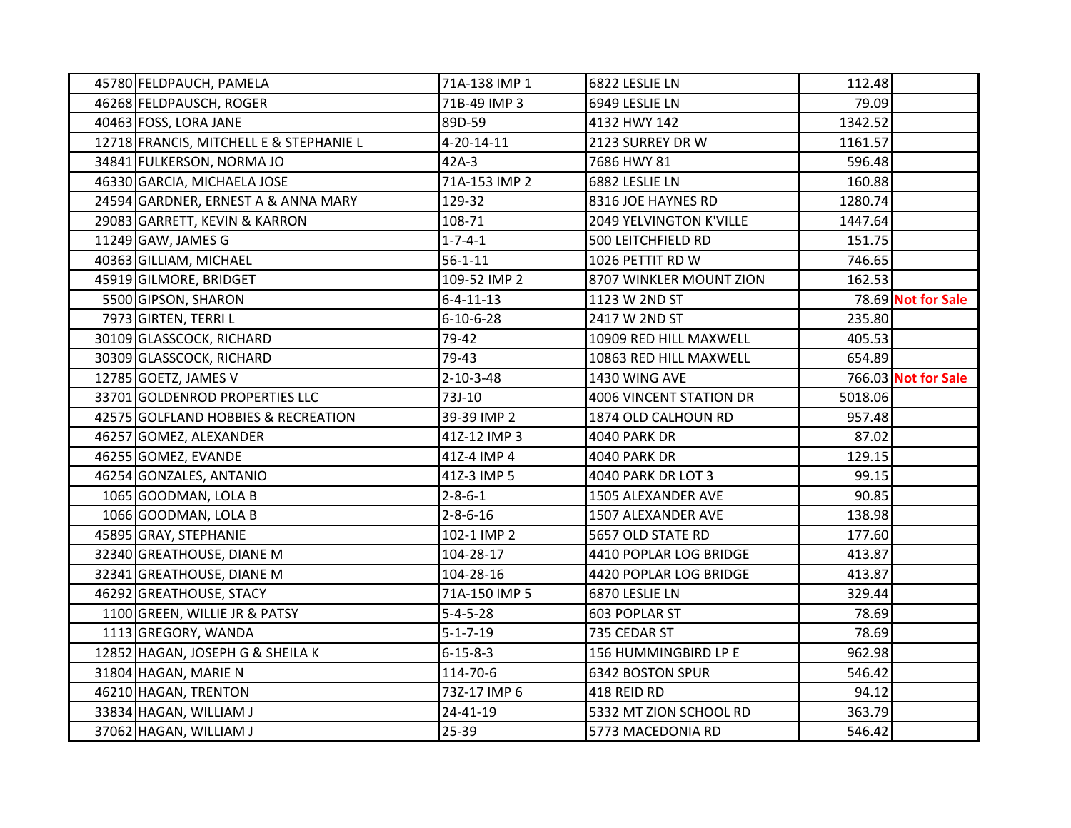| | | | | | |
|---|---|---|---|---|---|
| 45780 | FELDPAUCH, PAMELA | 71A-138 IMP 1 | 6822 LESLIE LN | 112.48 | |
| 46268 | FELDPAUSCH, ROGER | 71B-49 IMP 3 | 6949 LESLIE LN | 79.09 | |
| 40463 | FOSS, LORA JANE | 89D-59 | 4132 HWY 142 | 1342.52 | |
| 12718 | FRANCIS, MITCHELL E & STEPHANIE L | 4-20-14-11 | 2123 SURREY DR W | 1161.57 | |
| 34841 | FULKERSON, NORMA JO | 42A-3 | 7686 HWY 81 | 596.48 | |
| 46330 | GARCIA, MICHAELA JOSE | 71A-153 IMP 2 | 6882 LESLIE LN | 160.88 | |
| 24594 | GARDNER, ERNEST A & ANNA MARY | 129-32 | 8316 JOE HAYNES RD | 1280.74 | |
| 29083 | GARRETT, KEVIN & KARRON | 108-71 | 2049 YELVINGTON K'VILLE | 1447.64 | |
| 11249 | GAW, JAMES G | 1-7-4-1 | 500 LEITCHFIELD RD | 151.75 | |
| 40363 | GILLIAM, MICHAEL | 56-1-11 | 1026 PETTIT RD W | 746.65 | |
| 45919 | GILMORE, BRIDGET | 109-52 IMP 2 | 8707 WINKLER MOUNT ZION | 162.53 | |
| 5500 | GIPSON, SHARON | 6-4-11-13 | 1123 W 2ND ST | 78.69 | **Not for Sale** |
| 7973 | GIRTEN, TERRI L | 6-10-6-28 | 2417 W 2ND ST | 235.80 | |
| 30109 | GLASSCOCK, RICHARD | 79-42 | 10909 RED HILL MAXWELL | 405.53 | |
| 30309 | GLASSCOCK, RICHARD | 79-43 | 10863 RED HILL MAXWELL | 654.89 | |
| 12785 | GOETZ, JAMES V | 2-10-3-48 | 1430 WING AVE | 766.03 | **Not for Sale** |
| 33701 | GOLDENROD PROPERTIES LLC | 73J-10 | 4006 VINCENT STATION DR | 5018.06 | |
| 42575 | GOLFLAND HOBBIES & RECREATION | 39-39 IMP 2 | 1874 OLD CALHOUN RD | 957.48 | |
| 46257 | GOMEZ, ALEXANDER | 41Z-12 IMP 3 | 4040 PARK DR | 87.02 | |
| 46255 | GOMEZ, EVANDE | 41Z-4 IMP 4 | 4040 PARK DR | 129.15 | |
| 46254 | GONZALES, ANTANIO | 41Z-3 IMP 5 | 4040 PARK DR LOT 3 | 99.15 | |
| 1065 | GOODMAN, LOLA B | 2-8-6-1 | 1505 ALEXANDER AVE | 90.85 | |
| 1066 | GOODMAN, LOLA B | 2-8-6-16 | 1507 ALEXANDER AVE | 138.98 | |
| 45895 | GRAY, STEPHANIE | 102-1 IMP 2 | 5657 OLD STATE RD | 177.60 | |
| 32340 | GREATHOUSE, DIANE M | 104-28-17 | 4410 POPLAR LOG BRIDGE | 413.87 | |
| 32341 | GREATHOUSE, DIANE M | 104-28-16 | 4420 POPLAR LOG BRIDGE | 413.87 | |
| 46292 | GREATHOUSE, STACY | 71A-150 IMP 5 | 6870 LESLIE LN | 329.44 | |
| 1100 | GREEN, WILLIE JR & PATSY | 5-4-5-28 | 603 POPLAR ST | 78.69 | |
| 1113 | GREGORY, WANDA | 5-1-7-19 | 735 CEDAR ST | 78.69 | |
| 12852 | HAGAN, JOSEPH G & SHEILA K | 6-15-8-3 | 156 HUMMINGBIRD LP E | 962.98 | |
| 31804 | HAGAN, MARIE N | 114-70-6 | 6342 BOSTON SPUR | 546.42 | |
| 46210 | HAGAN, TRENTON | 73Z-17 IMP 6 | 418 REID RD | 94.12 | |
| 33834 | HAGAN, WILLIAM J | 24-41-19 | 5332 MT ZION SCHOOL RD | 363.79 | |
| 37062 | HAGAN, WILLIAM J | 25-39 | 5773 MACEDONIA RD | 546.42 | |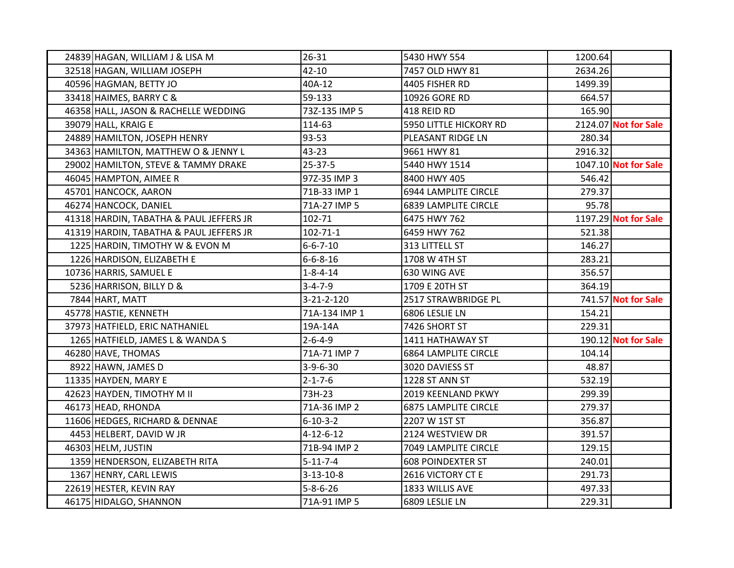| | | | | | |
|---|---|---|---|---|---|
| 24839 | HAGAN, WILLIAM J & LISA M | 26-31 | 5430 HWY 554 | 1200.64 | |
| 32518 | HAGAN, WILLIAM JOSEPH | 42-10 | 7457 OLD HWY 81 | 2634.26 | |
| 40596 | HAGMAN, BETTY JO | 40A-12 | 4405 FISHER RD | 1499.39 | |
| 33418 | HAIMES, BARRY C & | 59-133 | 10926 GORE RD | 664.57 | |
| 46358 | HALL, JASON & RACHELLE WEDDING | 73Z-135 IMP 5 | 418 REID RD | 165.90 | |
| 39079 | HALL, KRAIG E | 114-63 | 5950 LITTLE HICKORY RD | 2124.07 | **Not for Sale** |
| 24889 | HAMILTON, JOSEPH HENRY | 93-53 | PLEASANT RIDGE LN | 280.34 | |
| 34363 | HAMILTON, MATTHEW O & JENNY L | 43-23 | 9661 HWY 81 | 2916.32 | |
| 29002 | HAMILTON, STEVE & TAMMY DRAKE | 25-37-5 | 5440 HWY 1514 | 1047.10 | **Not for Sale** |
| 46045 | HAMPTON, AIMEE R | 97Z-35 IMP 3 | 8400 HWY 405 | 546.42 | |
| 45701 | HANCOCK, AARON | 71B-33 IMP 1 | 6944 LAMPLITE CIRCLE | 279.37 | |
| 46274 | HANCOCK, DANIEL | 71A-27 IMP 5 | 6839 LAMPLITE CIRCLE | 95.78 | |
| 41318 | HARDIN, TABATHA & PAUL JEFFERS JR | 102-71 | 6475 HWY 762 | 1197.29 | **Not for Sale** |
| 41319 | HARDIN, TABATHA & PAUL JEFFERS JR | 102-71-1 | 6459 HWY 762 | 521.38 | |
| 1225 | HARDIN, TIMOTHY W & EVON M | 6-6-7-10 | 313 LITTELL ST | 146.27 | |
| 1226 | HARDISON, ELIZABETH E | 6-6-8-16 | 1708 W 4TH ST | 283.21 | |
| 10736 | HARRIS, SAMUEL E | 1-8-4-14 | 630 WING AVE | 356.57 | |
| 5236 | HARRISON, BILLY D & | 3-4-7-9 | 1709 E 20TH ST | 364.19 | |
| 7844 | HART, MATT | 3-21-2-120 | 2517 STRAWBRIDGE PL | 741.57 | **Not for Sale** |
| 45778 | HASTIE, KENNETH | 71A-134 IMP 1 | 6806 LESLIE LN | 154.21 | |
| 37973 | HATFIELD, ERIC NATHANIEL | 19A-14A | 7426 SHORT ST | 229.31 | |
| 1265 | HATFIELD, JAMES L & WANDA S | 2-6-4-9 | 1411 HATHAWAY ST | 190.12 | **Not for Sale** |
| 46280 | HAVE, THOMAS | 71A-71 IMP 7 | 6864 LAMPLITE CIRCLE | 104.14 | |
| 8922 | HAWN, JAMES D | 3-9-6-30 | 3020 DAVIESS ST | 48.87 | |
| 11335 | HAYDEN, MARY E | 2-1-7-6 | 1228 ST ANN ST | 532.19 | |
| 42623 | HAYDEN, TIMOTHY M II | 73H-23 | 2019 KEENLAND PKWY | 299.39 | |
| 46173 | HEAD, RHONDA | 71A-36 IMP 2 | 6875 LAMPLITE CIRCLE | 279.37 | |
| 11606 | HEDGES, RICHARD & DENNAE | 6-10-3-2 | 2207 W 1ST ST | 356.87 | |
| 4453 | HELBERT, DAVID W JR | 4-12-6-12 | 2124 WESTVIEW DR | 391.57 | |
| 46303 | HELM, JUSTIN | 71B-94 IMP 2 | 7049 LAMPLITE CIRCLE | 129.15 | |
| 1359 | HENDERSON, ELIZABETH RITA | 5-11-7-4 | 608 POINDEXTER ST | 240.01 | |
| 1367 | HENRY, CARL LEWIS | 3-13-10-8 | 2616 VICTORY CT E | 291.73 | |
| 22619 | HESTER, KEVIN RAY | 5-8-6-26 | 1833 WILLIS AVE | 497.33 | |
| 46175 | HIDALGO, SHANNON | 71A-91 IMP 5 | 6809 LESLIE LN | 229.31 | |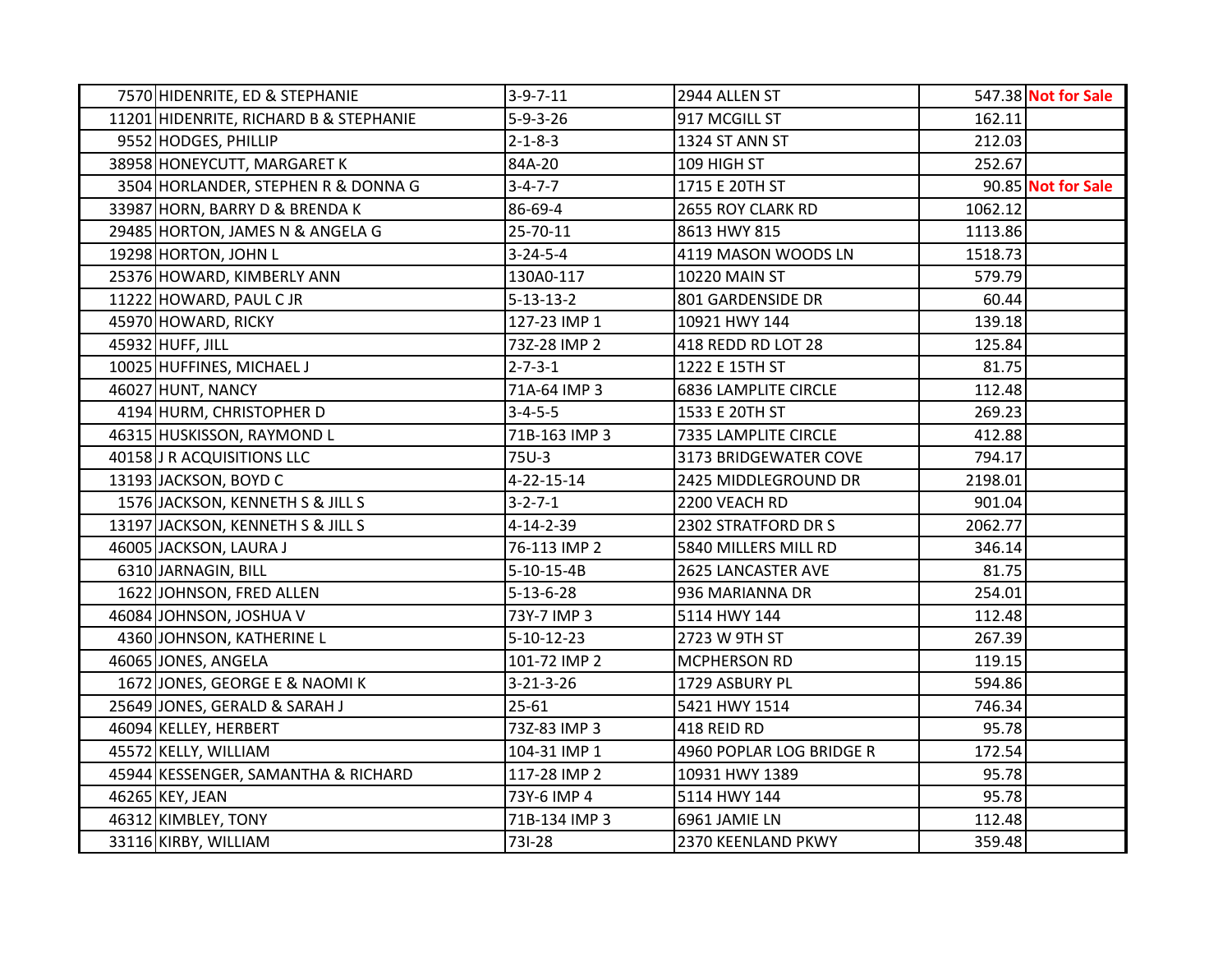| | | | | | |
|---|---|---|---|---|---|
| 7570 | HIDENRITE, ED & STEPHANIE | 3-9-7-11 | 2944 ALLEN ST | 547.38 | **Not for Sale** |
| 11201 | HIDENRITE, RICHARD B & STEPHANIE | 5-9-3-26 | 917 MCGILL ST | 162.11 | |
| 9552 | HODGES, PHILLIP | 2-1-8-3 | 1324 ST ANN ST | 212.03 | |
| 38958 | HONEYCUTT, MARGARET K | 84A-20 | 109 HIGH ST | 252.67 | |
| 3504 | HORLANDER, STEPHEN R & DONNA G | 3-4-7-7 | 1715 E 20TH ST | 90.85 | **Not for Sale** |
| 33987 | HORN, BARRY D & BRENDA K | 86-69-4 | 2655 ROY CLARK RD | 1062.12 | |
| 29485 | HORTON, JAMES N & ANGELA G | 25-70-11 | 8613 HWY 815 | 1113.86 | |
| 19298 | HORTON, JOHN L | 3-24-5-4 | 4119 MASON WOODS LN | 1518.73 | |
| 25376 | HOWARD, KIMBERLY ANN | 130A0-117 | 10220 MAIN ST | 579.79 | |
| 11222 | HOWARD, PAUL C JR | 5-13-13-2 | 801 GARDENSIDE DR | 60.44 | |
| 45970 | HOWARD, RICKY | 127-23 IMP 1 | 10921 HWY 144 | 139.18 | |
| 45932 | HUFF, JILL | 73Z-28 IMP 2 | 418 REDD RD LOT 28 | 125.84 | |
| 10025 | HUFFINES, MICHAEL J | 2-7-3-1 | 1222 E 15TH ST | 81.75 | |
| 46027 | HUNT, NANCY | 71A-64 IMP 3 | 6836 LAMPLITE CIRCLE | 112.48 | |
| 4194 | HURM, CHRISTOPHER D | 3-4-5-5 | 1533 E 20TH ST | 269.23 | |
| 46315 | HUSKISSON, RAYMOND L | 71B-163 IMP 3 | 7335 LAMPLITE CIRCLE | 412.88 | |
| 40158 | J R ACQUISITIONS LLC | 75U-3 | 3173 BRIDGEWATER COVE | 794.17 | |
| 13193 | JACKSON, BOYD C | 4-22-15-14 | 2425 MIDDLEGROUND DR | 2198.01 | |
| 1576 | JACKSON, KENNETH S & JILL S | 3-2-7-1 | 2200 VEACH RD | 901.04 | |
| 13197 | JACKSON, KENNETH S & JILL S | 4-14-2-39 | 2302 STRATFORD DR S | 2062.77 | |
| 46005 | JACKSON, LAURA J | 76-113 IMP 2 | 5840 MILLERS MILL RD | 346.14 | |
| 6310 | JARNAGIN, BILL | 5-10-15-4B | 2625 LANCASTER AVE | 81.75 | |
| 1622 | JOHNSON, FRED ALLEN | 5-13-6-28 | 936 MARIANNA DR | 254.01 | |
| 46084 | JOHNSON, JOSHUA V | 73Y-7 IMP 3 | 5114 HWY 144 | 112.48 | |
| 4360 | JOHNSON, KATHERINE L | 5-10-12-23 | 2723 W 9TH ST | 267.39 | |
| 46065 | JONES, ANGELA | 101-72 IMP 2 | MCPHERSON RD | 119.15 | |
| 1672 | JONES, GEORGE E & NAOMI K | 3-21-3-26 | 1729 ASBURY PL | 594.86 | |
| 25649 | JONES, GERALD & SARAH J | 25-61 | 5421 HWY 1514 | 746.34 | |
| 46094 | KELLEY, HERBERT | 73Z-83 IMP 3 | 418 REID RD | 95.78 | |
| 45572 | KELLY, WILLIAM | 104-31 IMP 1 | 4960 POPLAR LOG BRIDGE R | 172.54 | |
| 45944 | KESSENGER, SAMANTHA & RICHARD | 117-28 IMP 2 | 10931 HWY 1389 | 95.78 | |
| 46265 | KEY, JEAN | 73Y-6 IMP 4 | 5114 HWY 144 | 95.78 | |
| 46312 | KIMBLEY, TONY | 71B-134 IMP 3 | 6961 JAMIE LN | 112.48 | |
| 33116 | KIRBY, WILLIAM | 73I-28 | 2370 KEENLAND PKWY | 359.48 | |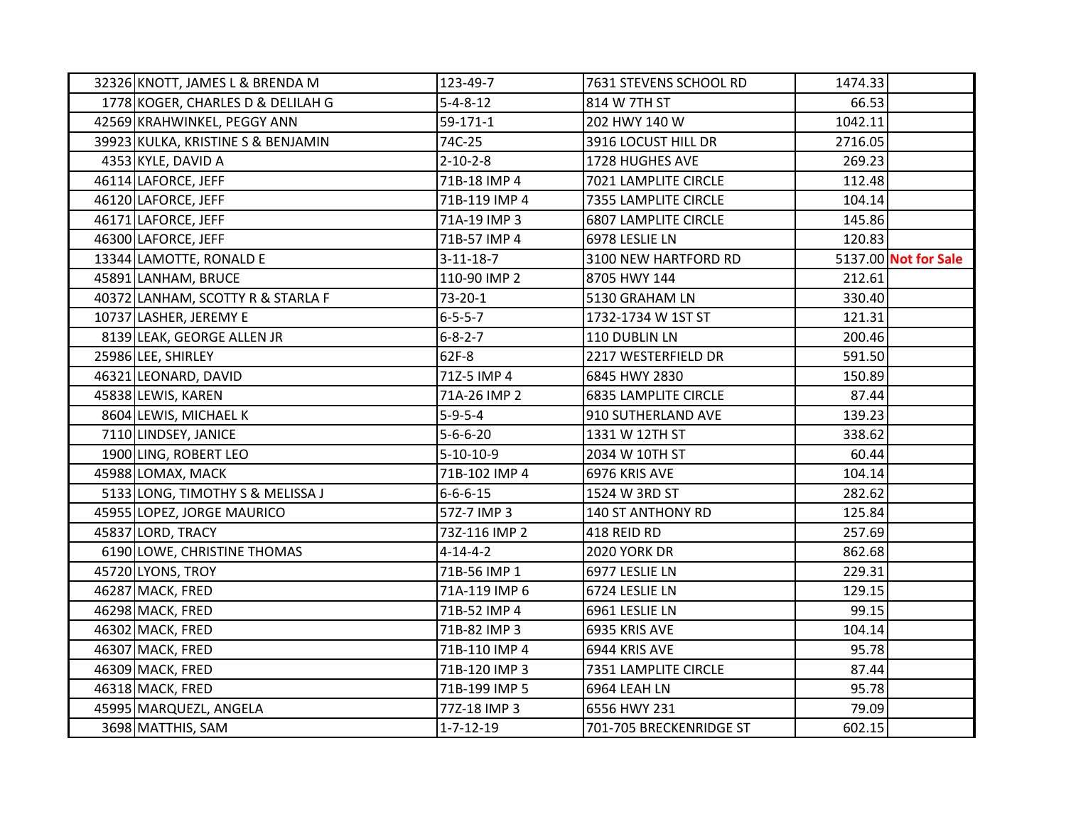| | | | | | |
|---|---|---|---|---|---|
| 32326 | KNOTT, JAMES L & BRENDA M | 123-49-7 | 7631 STEVENS SCHOOL RD | 1474.33 | |
| 1778 | KOGER, CHARLES D & DELILAH G | 5-4-8-12 | 814 W 7TH ST | 66.53 | |
| 42569 | KRAHWINKEL, PEGGY ANN | 59-171-1 | 202 HWY 140 W | 1042.11 | |
| 39923 | KULKA, KRISTINE S & BENJAMIN | 74C-25 | 3916 LOCUST HILL DR | 2716.05 | |
| 4353 | KYLE, DAVID A | 2-10-2-8 | 1728 HUGHES AVE | 269.23 | |
| 46114 | LAFORCE, JEFF | 71B-18 IMP 4 | 7021 LAMPLITE CIRCLE | 112.48 | |
| 46120 | LAFORCE, JEFF | 71B-119 IMP 4 | 7355 LAMPLITE CIRCLE | 104.14 | |
| 46171 | LAFORCE, JEFF | 71A-19 IMP 3 | 6807 LAMPLITE CIRCLE | 145.86 | |
| 46300 | LAFORCE, JEFF | 71B-57 IMP 4 | 6978 LESLIE LN | 120.83 | |
| 13344 | LAMOTTE, RONALD E | 3-11-18-7 | 3100 NEW HARTFORD RD | 5137.00 | **Not for Sale** |
| 45891 | LANHAM, BRUCE | 110-90 IMP 2 | 8705 HWY 144 | 212.61 | |
| 40372 | LANHAM, SCOTTY R & STARLA F | 73-20-1 | 5130 GRAHAM LN | 330.40 | |
| 10737 | LASHER, JEREMY E | 6-5-5-7 | 1732-1734 W 1ST ST | 121.31 | |
| 8139 | LEAK, GEORGE ALLEN JR | 6-8-2-7 | 110 DUBLIN LN | 200.46 | |
| 25986 | LEE, SHIRLEY | 62F-8 | 2217 WESTERFIELD DR | 591.50 | |
| 46321 | LEONARD, DAVID | 71Z-5 IMP 4 | 6845 HWY 2830 | 150.89 | |
| 45838 | LEWIS, KAREN | 71A-26 IMP 2 | 6835 LAMPLITE CIRCLE | 87.44 | |
| 8604 | LEWIS, MICHAEL K | 5-9-5-4 | 910 SUTHERLAND AVE | 139.23 | |
| 7110 | LINDSEY, JANICE | 5-6-6-20 | 1331 W 12TH ST | 338.62 | |
| 1900 | LING, ROBERT LEO | 5-10-10-9 | 2034 W 10TH ST | 60.44 | |
| 45988 | LOMAX, MACK | 71B-102 IMP 4 | 6976 KRIS AVE | 104.14 | |
| 5133 | LONG, TIMOTHY S & MELISSA J | 6-6-6-15 | 1524 W 3RD ST | 282.62 | |
| 45955 | LOPEZ, JORGE MAURICO | 57Z-7 IMP 3 | 140 ST ANTHONY RD | 125.84 | |
| 45837 | LORD, TRACY | 73Z-116 IMP 2 | 418 REID RD | 257.69 | |
| 6190 | LOWE, CHRISTINE THOMAS | 4-14-4-2 | 2020 YORK DR | 862.68 | |
| 45720 | LYONS, TROY | 71B-56 IMP 1 | 6977 LESLIE LN | 229.31 | |
| 46287 | MACK, FRED | 71A-119 IMP 6 | 6724 LESLIE LN | 129.15 | |
| 46298 | MACK, FRED | 71B-52 IMP 4 | 6961 LESLIE LN | 99.15 | |
| 46302 | MACK, FRED | 71B-82 IMP 3 | 6935 KRIS AVE | 104.14 | |
| 46307 | MACK, FRED | 71B-110 IMP 4 | 6944 KRIS AVE | 95.78 | |
| 46309 | MACK, FRED | 71B-120 IMP 3 | 7351 LAMPLITE CIRCLE | 87.44 | |
| 46318 | MACK, FRED | 71B-199 IMP 5 | 6964 LEAH LN | 95.78 | |
| 45995 | MARQUEZL, ANGELA | 77Z-18 IMP 3 | 6556 HWY 231 | 79.09 | |
| 3698 | MATTHIS, SAM | 1-7-12-19 | 701-705 BRECKENRIDGE ST | 602.15 | |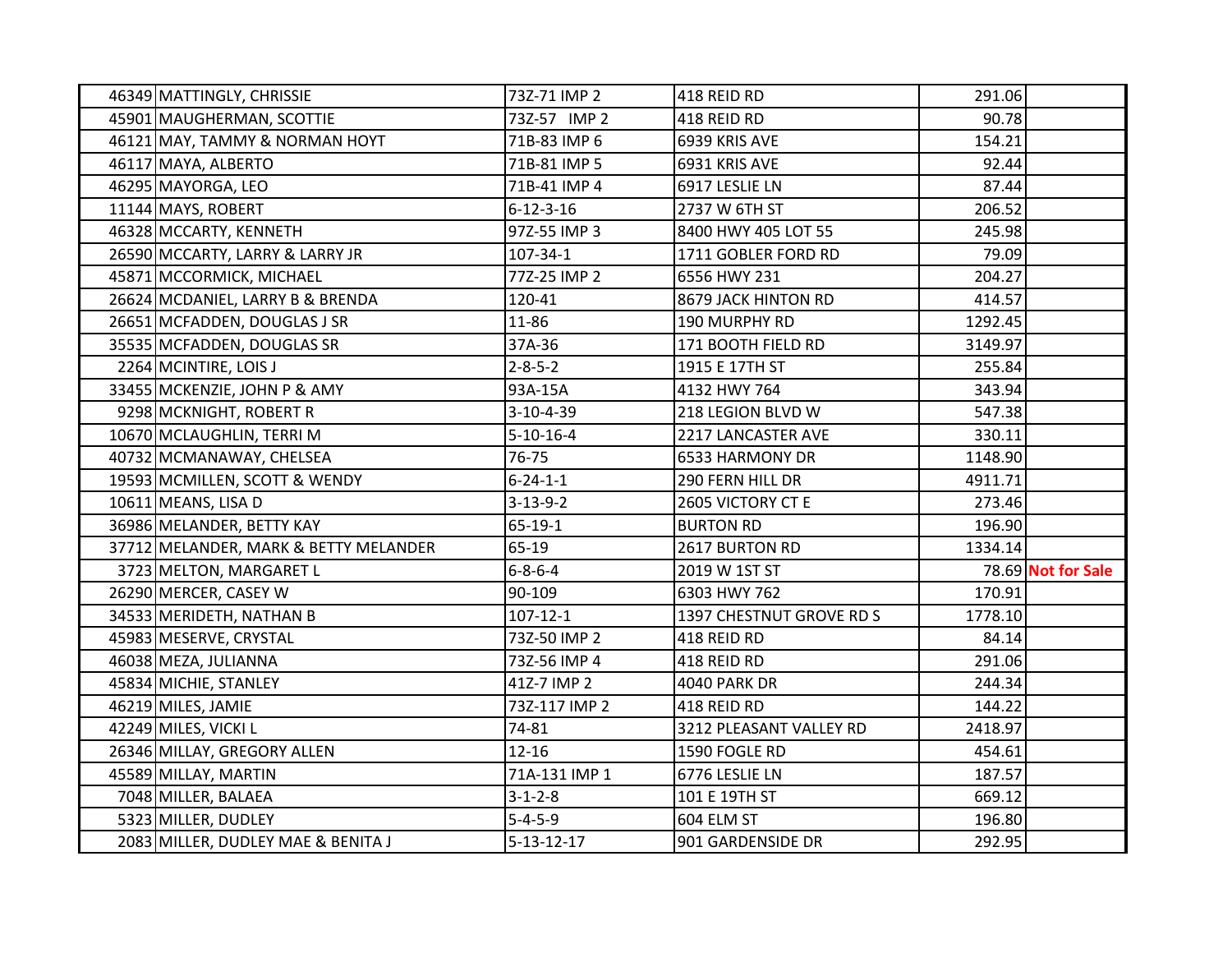| | | | | | |
|---|---|---|---|---|---|
| 46349 | MATTINGLY, CHRISSIE | 73Z-71 IMP 2 | 418 REID RD | 291.06 | |
| 45901 | MAUGHERMAN, SCOTTIE | 73Z-57 IMP 2 | 418 REID RD | 90.78 | |
| 46121 | MAY, TAMMY & NORMAN HOYT | 71B-83 IMP 6 | 6939 KRIS AVE | 154.21 | |
| 46117 | MAYA, ALBERTO | 71B-81 IMP 5 | 6931 KRIS AVE | 92.44 | |
| 46295 | MAYORGA, LEO | 71B-41 IMP 4 | 6917 LESLIE LN | 87.44 | |
| 11144 | MAYS, ROBERT | 6-12-3-16 | 2737 W 6TH ST | 206.52 | |
| 46328 | MCCARTY, KENNETH | 97Z-55 IMP 3 | 8400 HWY 405 LOT 55 | 245.98 | |
| 26590 | MCCARTY, LARRY & LARRY JR | 107-34-1 | 1711 GOBLER FORD RD | 79.09 | |
| 45871 | MCCORMICK, MICHAEL | 77Z-25 IMP 2 | 6556 HWY 231 | 204.27 | |
| 26624 | MCDANIEL, LARRY B & BRENDA | 120-41 | 8679 JACK HINTON RD | 414.57 | |
| 26651 | MCFADDEN, DOUGLAS J SR | 11-86 | 190 MURPHY RD | 1292.45 | |
| 35535 | MCFADDEN, DOUGLAS SR | 37A-36 | 171 BOOTH FIELD RD | 3149.97 | |
| 2264 | MCINTIRE, LOIS J | 2-8-5-2 | 1915 E 17TH ST | 255.84 | |
| 33455 | MCKENZIE, JOHN P & AMY | 93A-15A | 4132 HWY 764 | 343.94 | |
| 9298 | MCKNIGHT, ROBERT R | 3-10-4-39 | 218 LEGION BLVD W | 547.38 | |
| 10670 | MCLAUGHLIN, TERRI M | 5-10-16-4 | 2217 LANCASTER AVE | 330.11 | |
| 40732 | MCMANAWAY, CHELSEA | 76-75 | 6533 HARMONY DR | 1148.90 | |
| 19593 | MCMILLEN, SCOTT & WENDY | 6-24-1-1 | 290 FERN HILL DR | 4911.71 | |
| 10611 | MEANS, LISA D | 3-13-9-2 | 2605 VICTORY CT E | 273.46 | |
| 36986 | MELANDER, BETTY KAY | 65-19-1 | BURTON RD | 196.90 | |
| 37712 | MELANDER, MARK & BETTY MELANDER | 65-19 | 2617 BURTON RD | 1334.14 | |
| 3723 | MELTON, MARGARET L | 6-8-6-4 | 2019 W 1ST ST | 78.69 | **Not for Sale** |
| 26290 | MERCER, CASEY W | 90-109 | 6303 HWY 762 | 170.91 | |
| 34533 | MERIDETH, NATHAN B | 107-12-1 | 1397 CHESTNUT GROVE RD S | 1778.10 | |
| 45983 | MESERVE, CRYSTAL | 73Z-50 IMP 2 | 418 REID RD | 84.14 | |
| 46038 | MEZA, JULIANNA | 73Z-56 IMP 4 | 418 REID RD | 291.06 | |
| 45834 | MICHIE, STANLEY | 41Z-7 IMP 2 | 4040 PARK DR | 244.34 | |
| 46219 | MILES, JAMIE | 73Z-117 IMP 2 | 418 REID RD | 144.22 | |
| 42249 | MILES, VICKI L | 74-81 | 3212 PLEASANT VALLEY RD | 2418.97 | |
| 26346 | MILLAY, GREGORY ALLEN | 12-16 | 1590 FOGLE RD | 454.61 | |
| 45589 | MILLAY, MARTIN | 71A-131 IMP 1 | 6776 LESLIE LN | 187.57 | |
| 7048 | MILLER, BALAEA | 3-1-2-8 | 101 E 19TH ST | 669.12 | |
| 5323 | MILLER, DUDLEY | 5-4-5-9 | 604 ELM ST | 196.80 | |
| 2083 | MILLER, DUDLEY MAE & BENITA J | 5-13-12-17 | 901 GARDENSIDE DR | 292.95 | |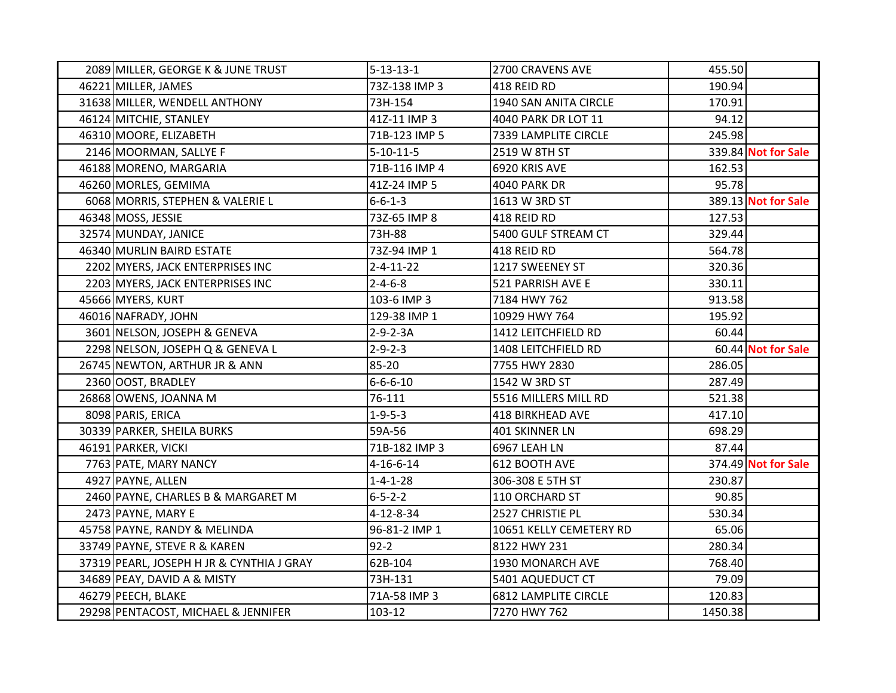| | | | | | |
|---|---|---|---|---|---|
| 2089 | MILLER, GEORGE K & JUNE TRUST | 5-13-13-1 | 2700 CRAVENS AVE | 455.50 | |
| 46221 | MILLER, JAMES | 73Z-138 IMP 3 | 418 REID RD | 190.94 | |
| 31638 | MILLER, WENDELL ANTHONY | 73H-154 | 1940 SAN ANITA CIRCLE | 170.91 | |
| 46124 | MITCHIE, STANLEY | 41Z-11 IMP 3 | 4040 PARK DR LOT 11 | 94.12 | |
| 46310 | MOORE, ELIZABETH | 71B-123 IMP 5 | 7339 LAMPLITE CIRCLE | 245.98 | |
| 2146 | MOORMAN, SALLYE F | 5-10-11-5 | 2519 W 8TH ST | 339.84 | **Not for Sale** |
| 46188 | MORENO, MARGARIA | 71B-116 IMP 4 | 6920 KRIS AVE | 162.53 | |
| 46260 | MORLES, GEMIMA | 41Z-24 IMP 5 | 4040 PARK DR | 95.78 | |
| 6068 | MORRIS, STEPHEN & VALERIE L | 6-6-1-3 | 1613 W 3RD ST | 389.13 | **Not for Sale** |
| 46348 | MOSS, JESSIE | 73Z-65 IMP 8 | 418 REID RD | 127.53 | |
| 32574 | MUNDAY, JANICE | 73H-88 | 5400 GULF STREAM CT | 329.44 | |
| 46340 | MURLIN BAIRD ESTATE | 73Z-94 IMP 1 | 418 REID RD | 564.78 | |
| 2202 | MYERS, JACK ENTERPRISES INC | 2-4-11-22 | 1217 SWEENEY ST | 320.36 | |
| 2203 | MYERS, JACK ENTERPRISES INC | 2-4-6-8 | 521 PARRISH AVE E | 330.11 | |
| 45666 | MYERS, KURT | 103-6 IMP 3 | 7184 HWY 762 | 913.58 | |
| 46016 | NAFRADY, JOHN | 129-38 IMP 1 | 10929 HWY 764 | 195.92 | |
| 3601 | NELSON, JOSEPH & GENEVA | 2-9-2-3A | 1412 LEITCHFIELD RD | 60.44 | |
| 2298 | NELSON, JOSEPH Q & GENEVA L | 2-9-2-3 | 1408 LEITCHFIELD RD | 60.44 | **Not for Sale** |
| 26745 | NEWTON, ARTHUR JR & ANN | 85-20 | 7755 HWY 2830 | 286.05 | |
| 2360 | OOST, BRADLEY | 6-6-6-10 | 1542 W 3RD ST | 287.49 | |
| 26868 | OWENS, JOANNA M | 76-111 | 5516 MILLERS MILL RD | 521.38 | |
| 8098 | PARIS, ERICA | 1-9-5-3 | 418 BIRKHEAD AVE | 417.10 | |
| 30339 | PARKER, SHEILA BURKS | 59A-56 | 401 SKINNER LN | 698.29 | |
| 46191 | PARKER, VICKI | 71B-182 IMP 3 | 6967 LEAH LN | 87.44 | |
| 7763 | PATE, MARY NANCY | 4-16-6-14 | 612 BOOTH AVE | 374.49 | **Not for Sale** |
| 4927 | PAYNE, ALLEN | 1-4-1-28 | 306-308 E 5TH ST | 230.87 | |
| 2460 | PAYNE, CHARLES B & MARGARET M | 6-5-2-2 | 110 ORCHARD ST | 90.85 | |
| 2473 | PAYNE, MARY E | 4-12-8-34 | 2527 CHRISTIE PL | 530.34 | |
| 45758 | PAYNE, RANDY & MELINDA | 96-81-2 IMP 1 | 10651 KELLY CEMETERY RD | 65.06 | |
| 33749 | PAYNE, STEVE R & KAREN | 92-2 | 8122 HWY 231 | 280.34 | |
| 37319 | PEARL, JOSEPH H JR & CYNTHIA J GRAY | 62B-104 | 1930 MONARCH AVE | 768.40 | |
| 34689 | PEAY, DAVID A & MISTY | 73H-131 | 5401 AQUEDUCT CT | 79.09 | |
| 46279 | PEECH, BLAKE | 71A-58 IMP 3 | 6812 LAMPLITE CIRCLE | 120.83 | |
| 29298 | PENTACOST, MICHAEL & JENNIFER | 103-12 | 7270 HWY 762 | 1450.38 | |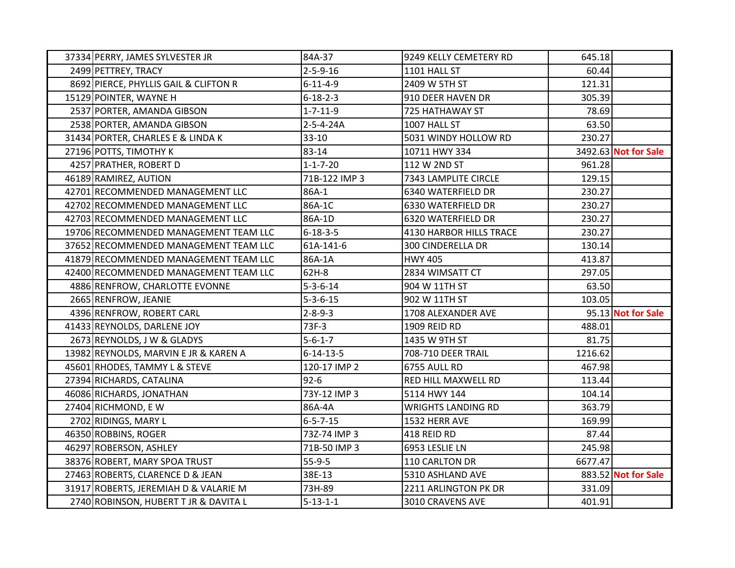| | | | | | |
|---|---|---|---|---|---|
| 37334 | PERRY, JAMES SYLVESTER JR | 84A-37 | 9249 KELLY CEMETERY RD | 645.18 | |
| 2499 | PETTREY, TRACY | 2-5-9-16 | 1101 HALL ST | 60.44 | |
| 8692 | PIERCE, PHYLLIS GAIL & CLIFTON R | 6-11-4-9 | 2409 W 5TH ST | 121.31 | |
| 15129 | POINTER, WAYNE H | 6-18-2-3 | 910 DEER HAVEN DR | 305.39 | |
| 2537 | PORTER, AMANDA GIBSON | 1-7-11-9 | 725 HATHAWAY ST | 78.69 | |
| 2538 | PORTER, AMANDA GIBSON | 2-5-4-24A | 1007 HALL ST | 63.50 | |
| 31434 | PORTER, CHARLES E & LINDA K | 33-10 | 5031 WINDY HOLLOW RD | 230.27 | |
| 27196 | POTTS, TIMOTHY K | 83-14 | 10711 HWY 334 | 3492.63 | **Not for Sale** |
| 4257 | PRATHER, ROBERT D | 1-1-7-20 | 112 W 2ND ST | 961.28 | |
| 46189 | RAMIREZ, AUTION | 71B-122 IMP 3 | 7343 LAMPLITE CIRCLE | 129.15 | |
| 42701 | RECOMMENDED MANAGEMENT LLC | 86A-1 | 6340 WATERFIELD DR | 230.27 | |
| 42702 | RECOMMENDED MANAGEMENT LLC | 86A-1C | 6330 WATERFIELD DR | 230.27 | |
| 42703 | RECOMMENDED MANAGEMENT LLC | 86A-1D | 6320 WATERFIELD DR | 230.27 | |
| 19706 | RECOMMENDED MANAGEMENT TEAM LLC | 6-18-3-5 | 4130 HARBOR HILLS TRACE | 230.27 | |
| 37652 | RECOMMENDED MANAGEMENT TEAM LLC | 61A-141-6 | 300 CINDERELLA DR | 130.14 | |
| 41879 | RECOMMENDED MANAGEMENT TEAM LLC | 86A-1A | HWY 405 | 413.87 | |
| 42400 | RECOMMENDED MANAGEMENT TEAM LLC | 62H-8 | 2834 WIMSATT CT | 297.05 | |
| 4886 | RENFROW, CHARLOTTE EVONNE | 5-3-6-14 | 904 W 11TH ST | 63.50 | |
| 2665 | RENFROW, JEANIE | 5-3-6-15 | 902 W 11TH ST | 103.05 | |
| 4396 | RENFROW, ROBERT CARL | 2-8-9-3 | 1708 ALEXANDER AVE | 95.13 | **Not for Sale** |
| 41433 | REYNOLDS, DARLENE JOY | 73F-3 | 1909 REID RD | 488.01 | |
| 2673 | REYNOLDS, J W & GLADYS | 5-6-1-7 | 1435 W 9TH ST | 81.75 | |
| 13982 | REYNOLDS, MARVIN E JR & KAREN A | 6-14-13-5 | 708-710 DEER TRAIL | 1216.62 | |
| 45601 | RHODES, TAMMY L & STEVE | 120-17 IMP 2 | 6755 AULL RD | 467.98 | |
| 27394 | RICHARDS, CATALINA | 92-6 | RED HILL MAXWELL RD | 113.44 | |
| 46086 | RICHARDS, JONATHAN | 73Y-12 IMP 3 | 5114 HWY 144 | 104.14 | |
| 27404 | RICHMOND, E W | 86A-4A | WRIGHTS LANDING RD | 363.79 | |
| 2702 | RIDINGS, MARY L | 6-5-7-15 | 1532 HERR AVE | 169.99 | |
| 46350 | ROBBINS, ROGER | 73Z-74 IMP 3 | 418 REID RD | 87.44 | |
| 46297 | ROBERSON, ASHLEY | 71B-50 IMP 3 | 6953 LESLIE LN | 245.98 | |
| 38376 | ROBERT, MARY SPOA TRUST | 55-9-5 | 110 CARLTON DR | 6677.47 | |
| 27463 | ROBERTS, CLARENCE D & JEAN | 38E-13 | 5310 ASHLAND AVE | 883.52 | **Not for Sale** |
| 31917 | ROBERTS, JEREMIAH D & VALARIE M | 73H-89 | 2211 ARLINGTON PK DR | 331.09 | |
| 2740 | ROBINSON, HUBERT T JR & DAVITA L | 5-13-1-1 | 3010 CRAVENS AVE | 401.91 | |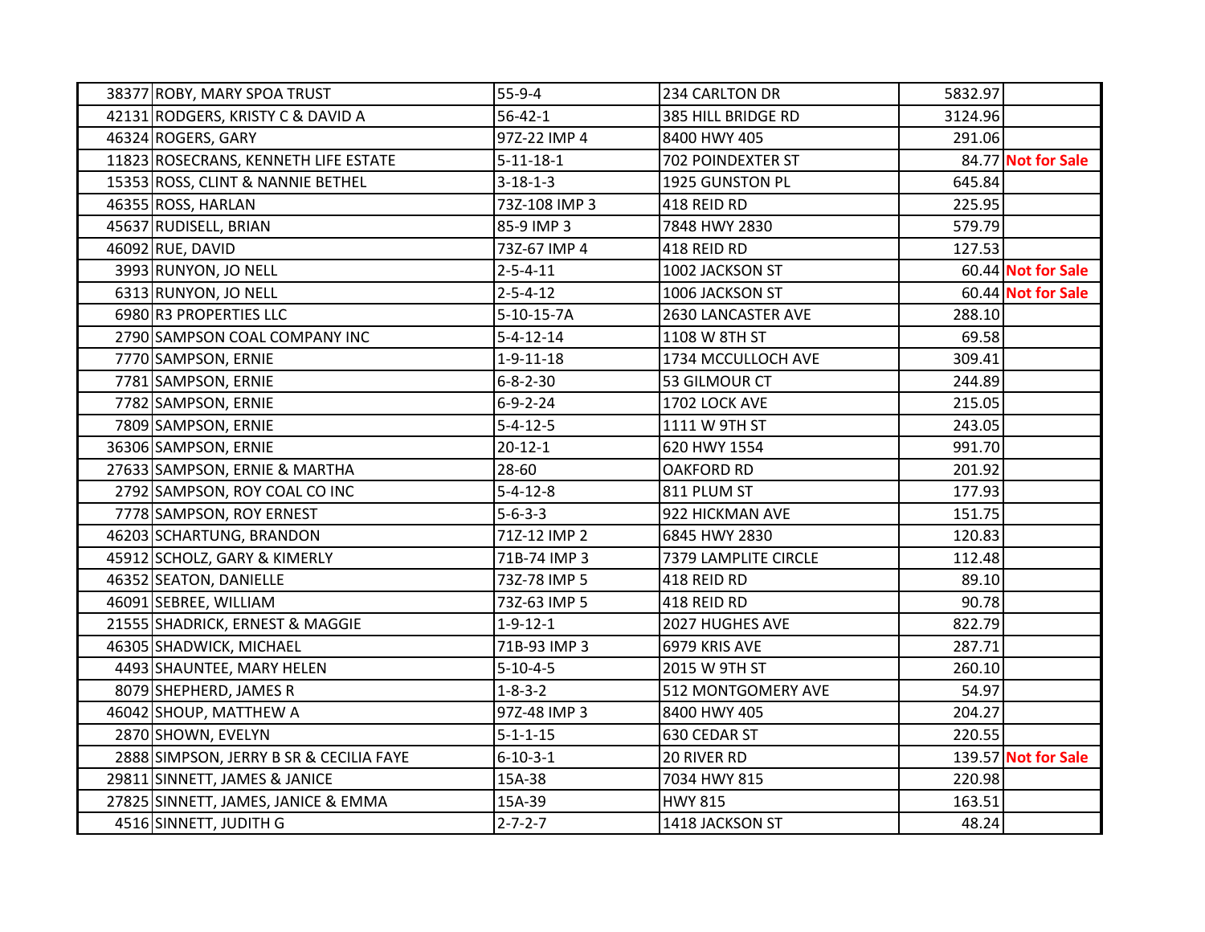| | | | | | |
|---|---|---|---|---|---|
| 38377 | ROBY, MARY SPOA TRUST | 55-9-4 | 234 CARLTON DR | 5832.97 | |
| 42131 | RODGERS, KRISTY C & DAVID A | 56-42-1 | 385 HILL BRIDGE RD | 3124.96 | |
| 46324 | ROGERS, GARY | 97Z-22 IMP 4 | 8400 HWY 405 | 291.06 | |
| 11823 | ROSECRANS, KENNETH LIFE ESTATE | 5-11-18-1 | 702 POINDEXTER ST | 84.77 | **Not for Sale** |
| 15353 | ROSS, CLINT & NANNIE BETHEL | 3-18-1-3 | 1925 GUNSTON PL | 645.84 | |
| 46355 | ROSS, HARLAN | 73Z-108 IMP 3 | 418 REID RD | 225.95 | |
| 45637 | RUDISELL, BRIAN | 85-9 IMP 3 | 7848 HWY 2830 | 579.79 | |
| 46092 | RUE, DAVID | 73Z-67 IMP 4 | 418 REID RD | 127.53 | |
| 3993 | RUNYON, JO NELL | 2-5-4-11 | 1002 JACKSON ST | 60.44 | **Not for Sale** |
| 6313 | RUNYON, JO NELL | 2-5-4-12 | 1006 JACKSON ST | 60.44 | **Not for Sale** |
| 6980 | R3 PROPERTIES LLC | 5-10-15-7A | 2630 LANCASTER AVE | 288.10 | |
| 2790 | SAMPSON COAL COMPANY INC | 5-4-12-14 | 1108 W 8TH ST | 69.58 | |
| 7770 | SAMPSON, ERNIE | 1-9-11-18 | 1734 MCCULLOCH AVE | 309.41 | |
| 7781 | SAMPSON, ERNIE | 6-8-2-30 | 53 GILMOUR CT | 244.89 | |
| 7782 | SAMPSON, ERNIE | 6-9-2-24 | 1702 LOCK AVE | 215.05 | |
| 7809 | SAMPSON, ERNIE | 5-4-12-5 | 1111 W 9TH ST | 243.05 | |
| 36306 | SAMPSON, ERNIE | 20-12-1 | 620 HWY 1554 | 991.70 | |
| 27633 | SAMPSON, ERNIE & MARTHA | 28-60 | OAKFORD RD | 201.92 | |
| 2792 | SAMPSON, ROY COAL CO INC | 5-4-12-8 | 811 PLUM ST | 177.93 | |
| 7778 | SAMPSON, ROY ERNEST | 5-6-3-3 | 922 HICKMAN AVE | 151.75 | |
| 46203 | SCHARTUNG, BRANDON | 71Z-12 IMP 2 | 6845 HWY 2830 | 120.83 | |
| 45912 | SCHOLZ, GARY & KIMERLY | 71B-74 IMP 3 | 7379 LAMPLITE CIRCLE | 112.48 | |
| 46352 | SEATON, DANIELLE | 73Z-78 IMP 5 | 418 REID RD | 89.10 | |
| 46091 | SEBREE, WILLIAM | 73Z-63 IMP 5 | 418 REID RD | 90.78 | |
| 21555 | SHADRICK, ERNEST & MAGGIE | 1-9-12-1 | 2027 HUGHES AVE | 822.79 | |
| 46305 | SHADWICK, MICHAEL | 71B-93 IMP 3 | 6979 KRIS AVE | 287.71 | |
| 4493 | SHAUNTEE, MARY HELEN | 5-10-4-5 | 2015 W 9TH ST | 260.10 | |
| 8079 | SHEPHERD, JAMES R | 1-8-3-2 | 512 MONTGOMERY AVE | 54.97 | |
| 46042 | SHOUP, MATTHEW A | 97Z-48 IMP 3 | 8400 HWY 405 | 204.27 | |
| 2870 | SHOWN, EVELYN | 5-1-1-15 | 630 CEDAR ST | 220.55 | |
| 2888 | SIMPSON, JERRY B SR & CECILIA FAYE | 6-10-3-1 | 20 RIVER RD | 139.57 | **Not for Sale** |
| 29811 | SINNETT, JAMES & JANICE | 15A-38 | 7034 HWY 815 | 220.98 | |
| 27825 | SINNETT, JAMES, JANICE & EMMA | 15A-39 | HWY 815 | 163.51 | |
| 4516 | SINNETT, JUDITH G | 2-7-2-7 | 1418 JACKSON ST | 48.24 | |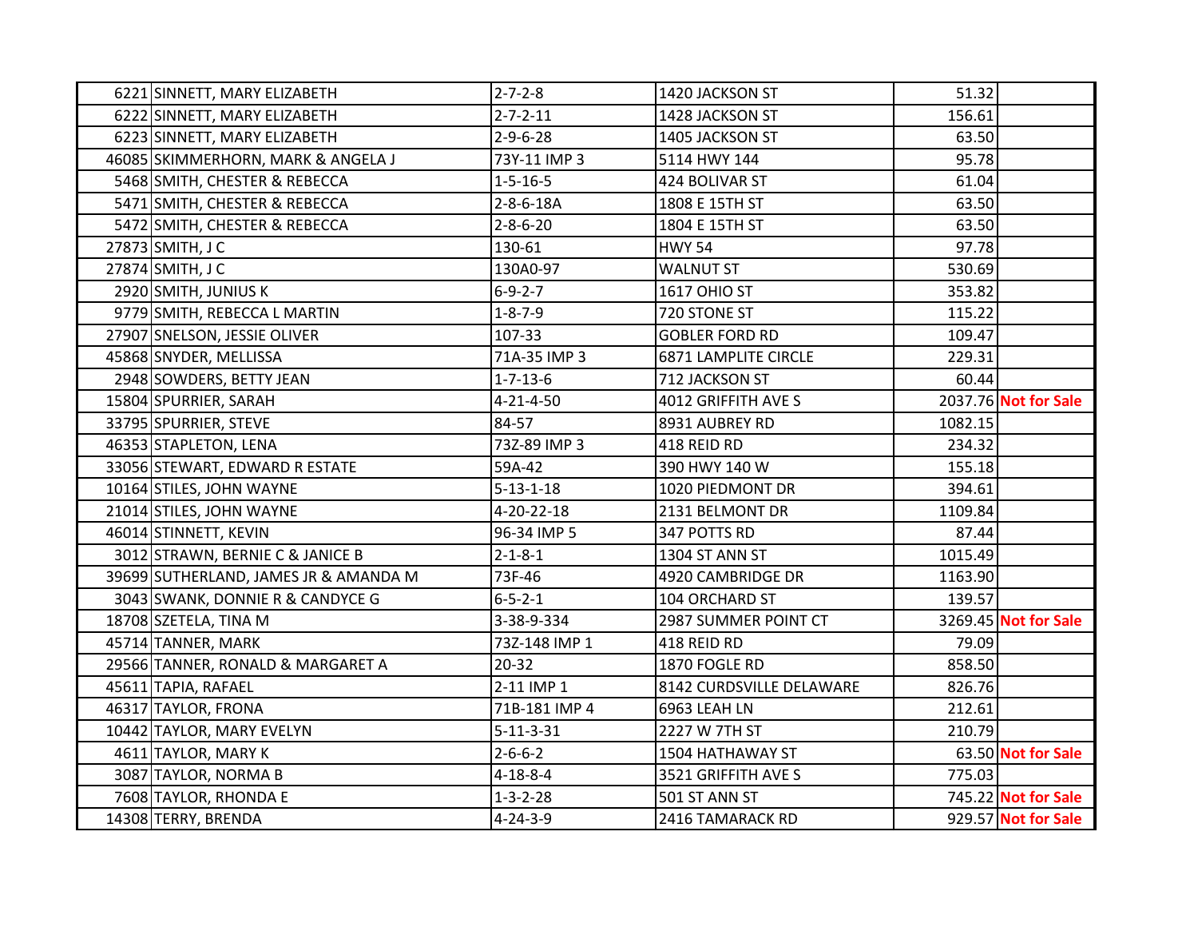| | | | | | |
|---|---|---|---|---|---|
| 6221 | SINNETT, MARY ELIZABETH | 2-7-2-8 | 1420 JACKSON ST | 51.32 | |
| 6222 | SINNETT, MARY ELIZABETH | 2-7-2-11 | 1428 JACKSON ST | 156.61 | |
| 6223 | SINNETT, MARY ELIZABETH | 2-9-6-28 | 1405 JACKSON ST | 63.50 | |
| 46085 | SKIMMERHORN, MARK & ANGELA J | 73Y-11 IMP 3 | 5114 HWY 144 | 95.78 | |
| 5468 | SMITH, CHESTER & REBECCA | 1-5-16-5 | 424 BOLIVAR ST | 61.04 | |
| 5471 | SMITH, CHESTER & REBECCA | 2-8-6-18A | 1808 E 15TH ST | 63.50 | |
| 5472 | SMITH, CHESTER & REBECCA | 2-8-6-20 | 1804 E 15TH ST | 63.50 | |
| 27873 | SMITH, J C | 130-61 | HWY 54 | 97.78 | |
| 27874 | SMITH, J C | 130A0-97 | WALNUT ST | 530.69 | |
| 2920 | SMITH, JUNIUS K | 6-9-2-7 | 1617 OHIO ST | 353.82 | |
| 9779 | SMITH, REBECCA L MARTIN | 1-8-7-9 | 720 STONE ST | 115.22 | |
| 27907 | SNELSON, JESSIE OLIVER | 107-33 | GOBLER FORD RD | 109.47 | |
| 45868 | SNYDER, MELLISSA | 71A-35 IMP 3 | 6871 LAMPLITE CIRCLE | 229.31 | |
| 2948 | SOWDERS, BETTY JEAN | 1-7-13-6 | 712 JACKSON ST | 60.44 | |
| 15804 | SPURRIER, SARAH | 4-21-4-50 | 4012 GRIFFITH AVE S | 2037.76 | **Not for Sale** |
| 33795 | SPURRIER, STEVE | 84-57 | 8931 AUBREY RD | 1082.15 | |
| 46353 | STAPLETON, LENA | 73Z-89 IMP 3 | 418 REID RD | 234.32 | |
| 33056 | STEWART, EDWARD R ESTATE | 59A-42 | 390 HWY 140 W | 155.18 | |
| 10164 | STILES, JOHN WAYNE | 5-13-1-18 | 1020 PIEDMONT DR | 394.61 | |
| 21014 | STILES, JOHN WAYNE | 4-20-22-18 | 2131 BELMONT DR | 1109.84 | |
| 46014 | STINNETT, KEVIN | 96-34 IMP 5 | 347 POTTS RD | 87.44 | |
| 3012 | STRAWN, BERNIE C & JANICE B | 2-1-8-1 | 1304 ST ANN ST | 1015.49 | |
| 39699 | SUTHERLAND, JAMES JR & AMANDA M | 73F-46 | 4920 CAMBRIDGE DR | 1163.90 | |
| 3043 | SWANK, DONNIE R & CANDYCE G | 6-5-2-1 | 104 ORCHARD ST | 139.57 | |
| 18708 | SZETELA, TINA M | 3-38-9-334 | 2987 SUMMER POINT CT | 3269.45 | **Not for Sale** |
| 45714 | TANNER, MARK | 73Z-148 IMP 1 | 418 REID RD | 79.09 | |
| 29566 | TANNER, RONALD & MARGARET A | 20-32 | 1870 FOGLE RD | 858.50 | |
| 45611 | TAPIA, RAFAEL | 2-11 IMP 1 | 8142 CURDSVILLE DELAWARE | 826.76 | |
| 46317 | TAYLOR, FRONA | 71B-181 IMP 4 | 6963 LEAH LN | 212.61 | |
| 10442 | TAYLOR, MARY EVELYN | 5-11-3-31 | 2227 W 7TH ST | 210.79 | |
| 4611 | TAYLOR, MARY K | 2-6-6-2 | 1504 HATHAWAY ST | 63.50 | **Not for Sale** |
| 3087 | TAYLOR, NORMA B | 4-18-8-4 | 3521 GRIFFITH AVE S | 775.03 | |
| 7608 | TAYLOR, RHONDA E | 1-3-2-28 | 501 ST ANN ST | 745.22 | **Not for Sale** |
| 14308 | TERRY, BRENDA | 4-24-3-9 | 2416 TAMARACK RD | 929.57 | **Not for Sale** |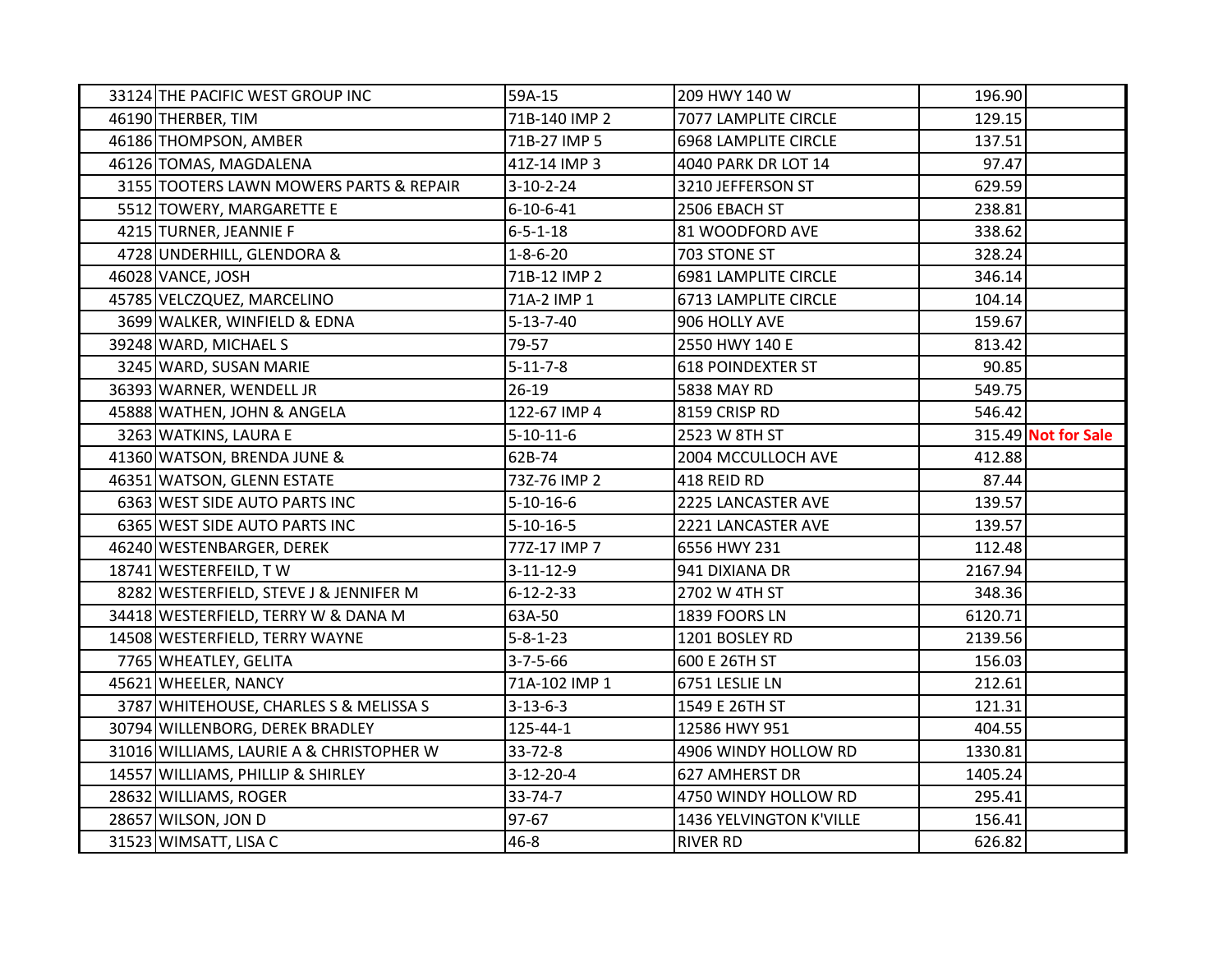| | | | | | |
|---|---|---|---|---|---|
| 33124 | THE PACIFIC WEST GROUP INC | 59A-15 | 209 HWY 140 W | 196.90 | |
| 46190 | THERBER, TIM | 71B-140 IMP 2 | 7077 LAMPLITE CIRCLE | 129.15 | |
| 46186 | THOMPSON, AMBER | 71B-27 IMP 5 | 6968 LAMPLITE CIRCLE | 137.51 | |
| 46126 | TOMAS, MAGDALENA | 41Z-14 IMP 3 | 4040 PARK DR LOT 14 | 97.47 | |
| 3155 | TOOTERS LAWN MOWERS PARTS & REPAIR | 3-10-2-24 | 3210 JEFFERSON ST | 629.59 | |
| 5512 | TOWERY, MARGARETTE E | 6-10-6-41 | 2506 EBACH ST | 238.81 | |
| 4215 | TURNER, JEANNIE F | 6-5-1-18 | 81 WOODFORD AVE | 338.62 | |
| 4728 | UNDERHILL, GLENDORA & | 1-8-6-20 | 703 STONE ST | 328.24 | |
| 46028 | VANCE, JOSH | 71B-12 IMP 2 | 6981 LAMPLITE CIRCLE | 346.14 | |
| 45785 | VELCZQUEZ, MARCELINO | 71A-2 IMP 1 | 6713 LAMPLITE CIRCLE | 104.14 | |
| 3699 | WALKER, WINFIELD & EDNA | 5-13-7-40 | 906 HOLLY AVE | 159.67 | |
| 39248 | WARD, MICHAEL S | 79-57 | 2550 HWY 140 E | 813.42 | |
| 3245 | WARD, SUSAN MARIE | 5-11-7-8 | 618 POINDEXTER ST | 90.85 | |
| 36393 | WARNER, WENDELL JR | 26-19 | 5838 MAY RD | 549.75 | |
| 45888 | WATHEN, JOHN & ANGELA | 122-67 IMP 4 | 8159 CRISP RD | 546.42 | |
| 3263 | WATKINS, LAURA E | 5-10-11-6 | 2523 W 8TH ST | 315.49 | **Not for Sale** |
| 41360 | WATSON, BRENDA JUNE & | 62B-74 | 2004 MCCULLOCH AVE | 412.88 | |
| 46351 | WATSON, GLENN ESTATE | 73Z-76 IMP 2 | 418 REID RD | 87.44 | |
| 6363 | WEST SIDE AUTO PARTS INC | 5-10-16-6 | 2225 LANCASTER AVE | 139.57 | |
| 6365 | WEST SIDE AUTO PARTS INC | 5-10-16-5 | 2221 LANCASTER AVE | 139.57 | |
| 46240 | WESTENBARGER, DEREK | 77Z-17 IMP 7 | 6556 HWY 231 | 112.48 | |
| 18741 | WESTERFEILD, T W | 3-11-12-9 | 941 DIXIANA DR | 2167.94 | |
| 8282 | WESTERFIELD, STEVE J & JENNIFER M | 6-12-2-33 | 2702 W 4TH ST | 348.36 | |
| 34418 | WESTERFIELD, TERRY W & DANA M | 63A-50 | 1839 FOORS LN | 6120.71 | |
| 14508 | WESTERFIELD, TERRY WAYNE | 5-8-1-23 | 1201 BOSLEY RD | 2139.56 | |
| 7765 | WHEATLEY, GELITA | 3-7-5-66 | 600 E 26TH ST | 156.03 | |
| 45621 | WHEELER, NANCY | 71A-102 IMP 1 | 6751 LESLIE LN | 212.61 | |
| 3787 | WHITEHOUSE, CHARLES S & MELISSA S | 3-13-6-3 | 1549 E 26TH ST | 121.31 | |
| 30794 | WILLENBORG, DEREK BRADLEY | 125-44-1 | 12586 HWY 951 | 404.55 | |
| 31016 | WILLIAMS, LAURIE A & CHRISTOPHER W | 33-72-8 | 4906 WINDY HOLLOW RD | 1330.81 | |
| 14557 | WILLIAMS, PHILLIP & SHIRLEY | 3-12-20-4 | 627 AMHERST DR | 1405.24 | |
| 28632 | WILLIAMS, ROGER | 33-74-7 | 4750 WINDY HOLLOW RD | 295.41 | |
| 28657 | WILSON, JON D | 97-67 | 1436 YELVINGTON K'VILLE | 156.41 | |
| 31523 | WIMSATT, LISA C | 46-8 | RIVER RD | 626.82 | |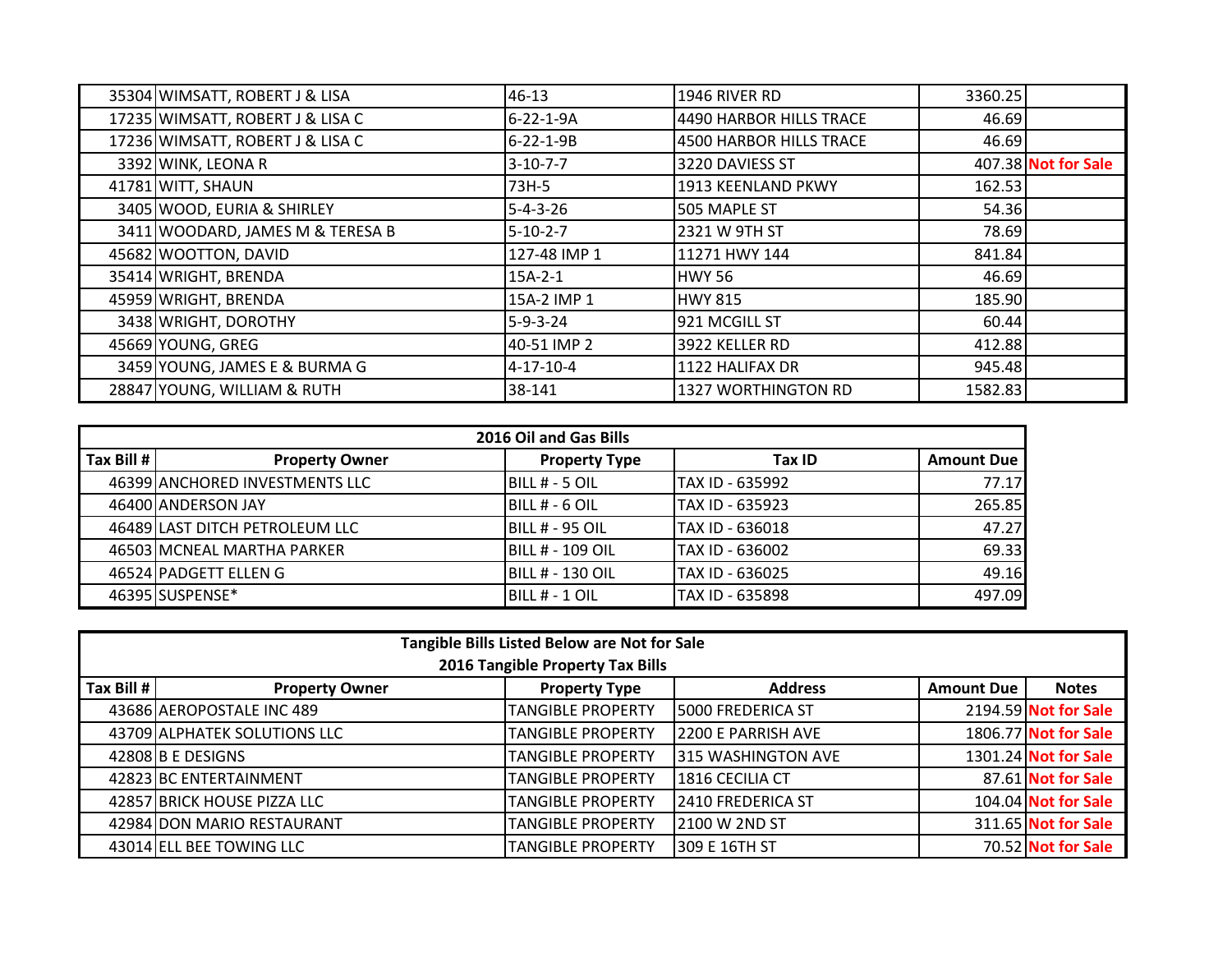| | | | | | |
|---|---|---|---|---|---|
| 35304 | WIMSATT, ROBERT J & LISA | 46-13 | 1946 RIVER RD | 3360.25 | |
| 17235 | WIMSATT, ROBERT J & LISA C | 6-22-1-9A | 4490 HARBOR HILLS TRACE | 46.69 | |
| 17236 | WIMSATT, ROBERT J & LISA C | 6-22-1-9B | 4500 HARBOR HILLS TRACE | 46.69 | |
| 3392 | WINK, LEONA R | 3-10-7-7 | 3220 DAVIESS ST | 407.38 | Not for Sale |
| 41781 | WITT, SHAUN | 73H-5 | 1913 KEENLAND PKWY | 162.53 | |
| 3405 | WOOD, EURIA & SHIRLEY | 5-4-3-26 | 505 MAPLE ST | 54.36 | |
| 3411 | WOODARD, JAMES M & TERESA B | 5-10-2-7 | 2321 W 9TH ST | 78.69 | |
| 45682 | WOOTTON, DAVID | 127-48 IMP 1 | 11271 HWY 144 | 841.84 | |
| 35414 | WRIGHT, BRENDA | 15A-2-1 | HWY 56 | 46.69 | |
| 45959 | WRIGHT, BRENDA | 15A-2 IMP 1 | HWY 815 | 185.90 | |
| 3438 | WRIGHT, DOROTHY | 5-9-3-24 | 921 MCGILL ST | 60.44 | |
| 45669 | YOUNG, GREG | 40-51 IMP 2 | 3922 KELLER RD | 412.88 | |
| 3459 | YOUNG, JAMES E & BURMA G | 4-17-10-4 | 1122 HALIFAX DR | 945.48 | |
| 28847 | YOUNG, WILLIAM & RUTH | 38-141 | 1327 WORTHINGTON RD | 1582.83 | |

**2016 Oil and Gas Bills**

| Tax Bill # | Property Owner | Property Type | Tax ID | Amount Due |
|---|---|---|---|---|
| 46399 | ANCHORED INVESTMENTS LLC | BILL # - 5 OIL | TAX ID - 635992 | 77.17 |
| 46400 | ANDERSON JAY | BILL # - 6 OIL | TAX ID - 635923 | 265.85 |
| 46489 | LAST DITCH PETROLEUM LLC | BILL # - 95 OIL | TAX ID - 636018 | 47.27 |
| 46503 | MCNEAL MARTHA PARKER | BILL # - 109 OIL | TAX ID - 636002 | 69.33 |
| 46524 | PADGETT ELLEN G | BILL # - 130 OIL | TAX ID - 636025 | 49.16 |
| 46395 | SUSPENSE* | BILL # - 1 OIL | TAX ID - 635898 | 497.09 |

**Tangible Bills Listed Below are Not for Sale**

**2016 Tangible Property Tax Bills**

| Tax Bill # | Property Owner | Property Type | Address | Amount Due | Notes |
|---|---|---|---|---|---|
| 43686 | AEROPOSTALE INC 489 | TANGIBLE PROPERTY | 5000 FREDERICA ST | 2194.59 | Not for Sale |
| 43709 | ALPHATEK SOLUTIONS LLC | TANGIBLE PROPERTY | 2200 E PARRISH AVE | 1806.77 | Not for Sale |
| 42808 | B E DESIGNS | TANGIBLE PROPERTY | 315 WASHINGTON AVE | 1301.24 | Not for Sale |
| 42823 | BC ENTERTAINMENT | TANGIBLE PROPERTY | 1816 CECILIA CT | 87.61 | Not for Sale |
| 42857 | BRICK HOUSE PIZZA LLC | TANGIBLE PROPERTY | 2410 FREDERICA ST | 104.04 | Not for Sale |
| 42984 | DON MARIO RESTAURANT | TANGIBLE PROPERTY | 2100 W 2ND ST | 311.65 | Not for Sale |
| 43014 | ELL BEE TOWING LLC | TANGIBLE PROPERTY | 309 E 16TH ST | 70.52 | Not for Sale |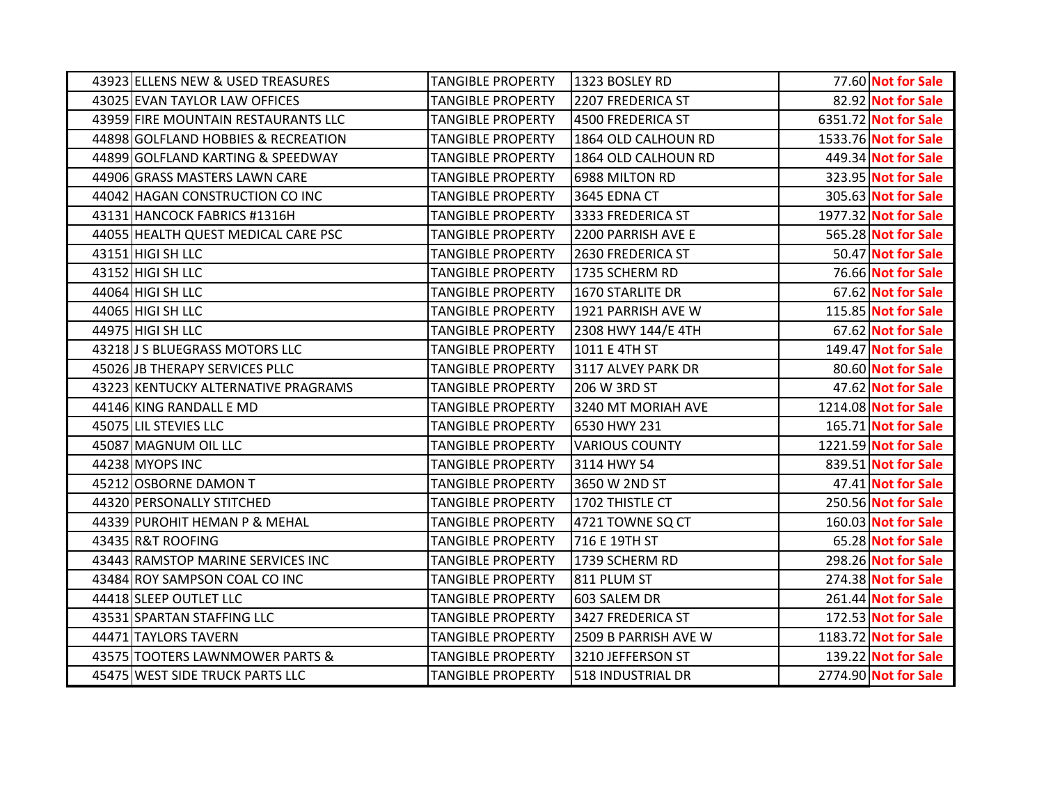| | | | | | |
|---|---|---|---|---|---|
| 43923 | ELLENS NEW & USED TREASURES | TANGIBLE PROPERTY | 1323 BOSLEY RD | 77.60 | Not for Sale |
| 43025 | EVAN TAYLOR LAW OFFICES | TANGIBLE PROPERTY | 2207 FREDERICA ST | 82.92 | Not for Sale |
| 43959 | FIRE MOUNTAIN RESTAURANTS LLC | TANGIBLE PROPERTY | 4500 FREDERICA ST | 6351.72 | Not for Sale |
| 44898 | GOLFLAND HOBBIES & RECREATION | TANGIBLE PROPERTY | 1864 OLD CALHOUN RD | 1533.76 | Not for Sale |
| 44899 | GOLFLAND KARTING & SPEEDWAY | TANGIBLE PROPERTY | 1864 OLD CALHOUN RD | 449.34 | Not for Sale |
| 44906 | GRASS MASTERS LAWN CARE | TANGIBLE PROPERTY | 6988 MILTON RD | 323.95 | Not for Sale |
| 44042 | HAGAN CONSTRUCTION CO INC | TANGIBLE PROPERTY | 3645 EDNA CT | 305.63 | Not for Sale |
| 43131 | HANCOCK FABRICS #1316H | TANGIBLE PROPERTY | 3333 FREDERICA ST | 1977.32 | Not for Sale |
| 44055 | HEALTH QUEST MEDICAL CARE PSC | TANGIBLE PROPERTY | 2200 PARRISH AVE E | 565.28 | Not for Sale |
| 43151 | HIGI SH LLC | TANGIBLE PROPERTY | 2630 FREDERICA ST | 50.47 | Not for Sale |
| 43152 | HIGI SH LLC | TANGIBLE PROPERTY | 1735 SCHERM RD | 76.66 | Not for Sale |
| 44064 | HIGI SH LLC | TANGIBLE PROPERTY | 1670 STARLITE DR | 67.62 | Not for Sale |
| 44065 | HIGI SH LLC | TANGIBLE PROPERTY | 1921 PARRISH AVE W | 115.85 | Not for Sale |
| 44975 | HIGI SH LLC | TANGIBLE PROPERTY | 2308 HWY 144/E 4TH | 67.62 | Not for Sale |
| 43218 | J S BLUEGRASS MOTORS LLC | TANGIBLE PROPERTY | 1011 E 4TH ST | 149.47 | Not for Sale |
| 45026 | JB THERAPY SERVICES PLLC | TANGIBLE PROPERTY | 3117 ALVEY PARK DR | 80.60 | Not for Sale |
| 43223 | KENTUCKY ALTERNATIVE PRAGRAMS | TANGIBLE PROPERTY | 206 W 3RD ST | 47.62 | Not for Sale |
| 44146 | KING RANDALL E MD | TANGIBLE PROPERTY | 3240 MT MORIAH AVE | 1214.08 | Not for Sale |
| 45075 | LIL STEVIES LLC | TANGIBLE PROPERTY | 6530 HWY 231 | 165.71 | Not for Sale |
| 45087 | MAGNUM OIL LLC | TANGIBLE PROPERTY | VARIOUS COUNTY | 1221.59 | Not for Sale |
| 44238 | MYOPS INC | TANGIBLE PROPERTY | 3114 HWY 54 | 839.51 | Not for Sale |
| 45212 | OSBORNE DAMON T | TANGIBLE PROPERTY | 3650 W 2ND ST | 47.41 | Not for Sale |
| 44320 | PERSONALLY STITCHED | TANGIBLE PROPERTY | 1702 THISTLE CT | 250.56 | Not for Sale |
| 44339 | PUROHIT HEMAN P & MEHAL | TANGIBLE PROPERTY | 4721 TOWNE SQ CT | 160.03 | Not for Sale |
| 43435 | R&T ROOFING | TANGIBLE PROPERTY | 716 E 19TH ST | 65.28 | Not for Sale |
| 43443 | RAMSTOP MARINE SERVICES INC | TANGIBLE PROPERTY | 1739 SCHERM RD | 298.26 | Not for Sale |
| 43484 | ROY SAMPSON COAL CO INC | TANGIBLE PROPERTY | 811 PLUM ST | 274.38 | Not for Sale |
| 44418 | SLEEP OUTLET LLC | TANGIBLE PROPERTY | 603 SALEM DR | 261.44 | Not for Sale |
| 43531 | SPARTAN STAFFING LLC | TANGIBLE PROPERTY | 3427 FREDERICA ST | 172.53 | Not for Sale |
| 44471 | TAYLORS TAVERN | TANGIBLE PROPERTY | 2509 B PARRISH AVE W | 1183.72 | Not for Sale |
| 43575 | TOOTERS LAWNMOWER PARTS & | TANGIBLE PROPERTY | 3210 JEFFERSON ST | 139.22 | Not for Sale |
| 45475 | WEST SIDE TRUCK PARTS LLC | TANGIBLE PROPERTY | 518 INDUSTRIAL DR | 2774.90 | Not for Sale |